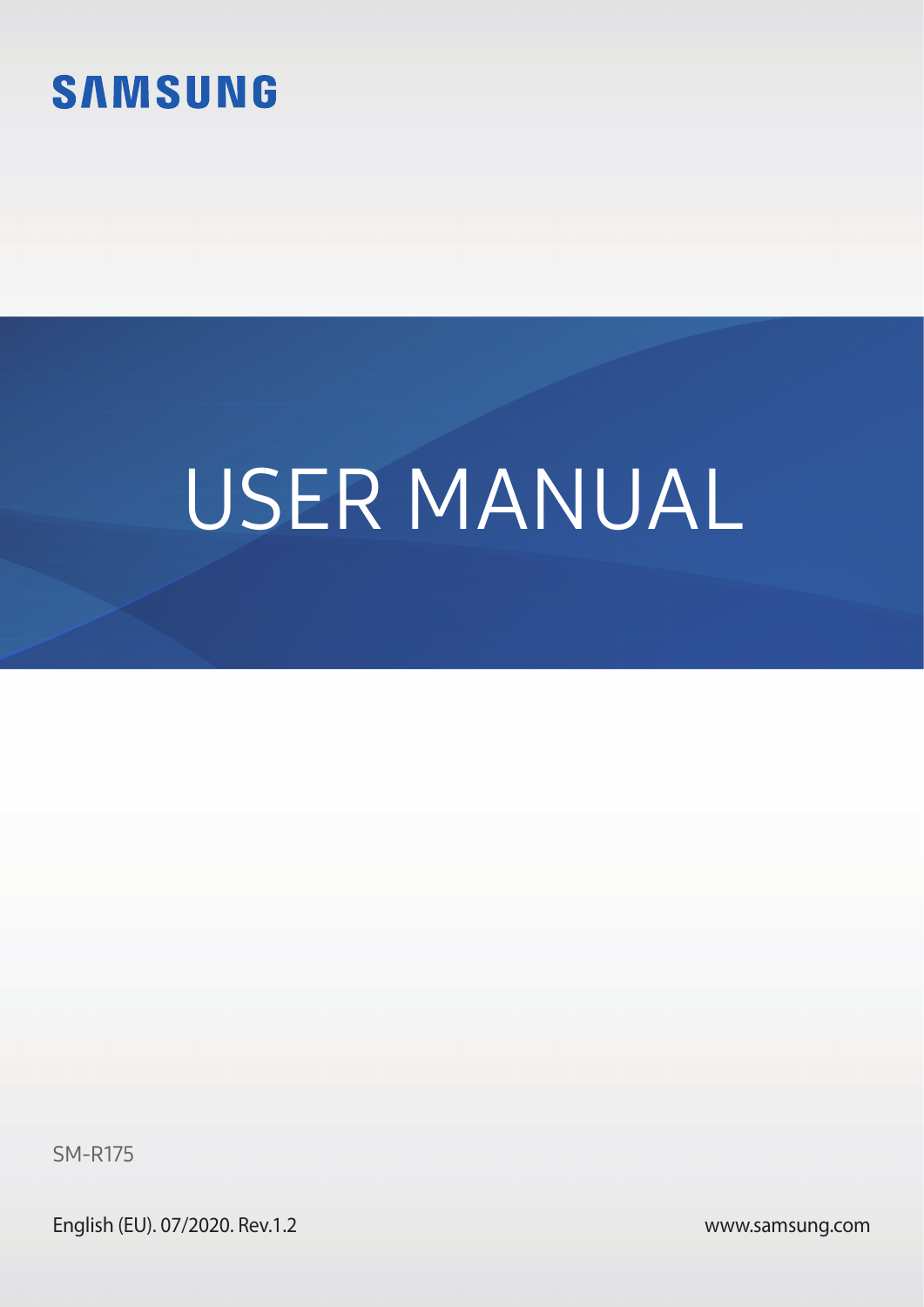SAMSUNG

# USER MANUAL

SM-R175

English (EU). 07/2020. Rev.1.2

www.samsung.com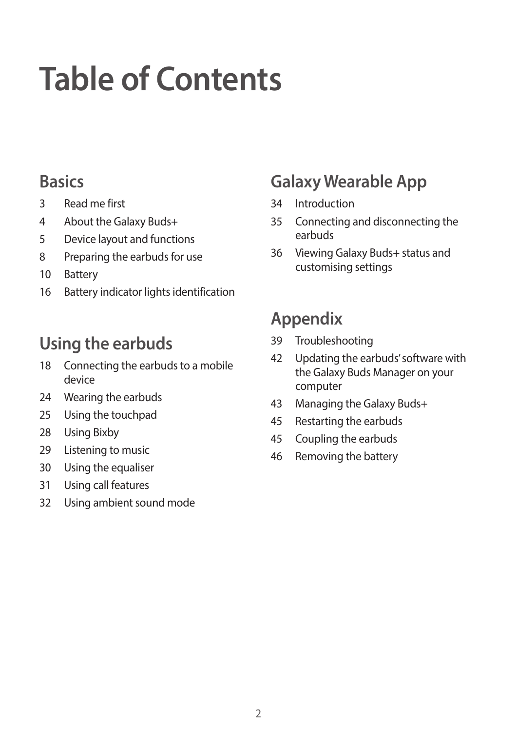# Table of Contents

## Basics

3 Read me first

4 About the Galaxy Buds+

5 Device layout and functions

8 Preparing the earbuds for use

10 Battery

16 Battery indicator lights identification

## Using the earbuds

18 Connecting the earbuds to a mobile device

24 Wearing the earbuds

25 Using the touchpad

28 Using Bixby

29 Listening to music

30 Using the equaliser

31 Using call features

32 Using ambient sound mode

## Galaxy Wearable App

34 Introduction

35 Connecting and disconnecting the earbuds

36 Viewing Galaxy Buds+ status and customising settings

## Appendix

39 Troubleshooting

42 Updating the earbuds' software with the Galaxy Buds Manager on your computer

43 Managing the Galaxy Buds+

45 Restarting the earbuds

45 Coupling the earbuds

46 Removing the battery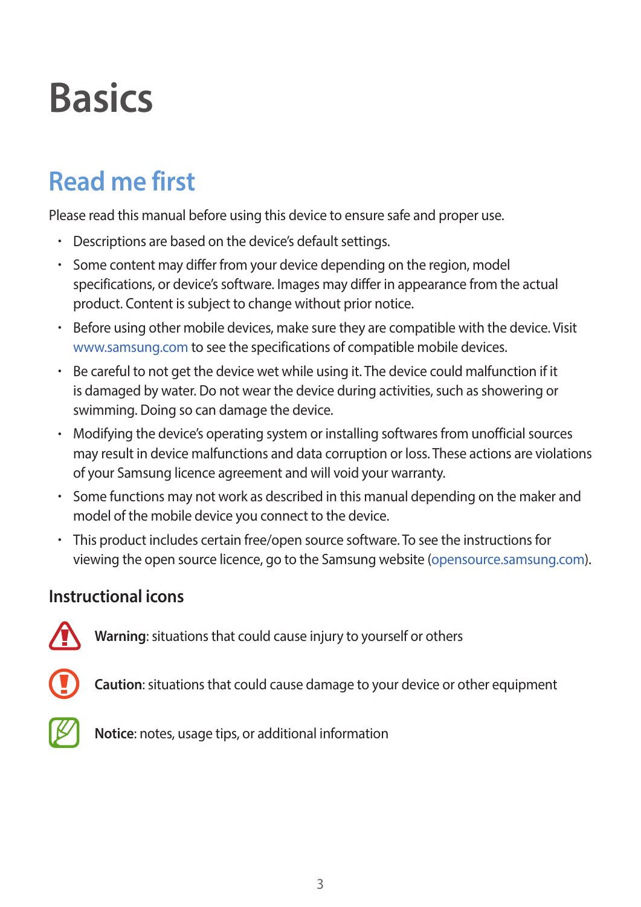# Basics

## Read me first

Please read this manual before using this device to ensure safe and proper use.

- Descriptions are based on the device's default settings.
- Some content may differ from your device depending on the region, model specifications, or device's software. Images may differ in appearance from the actual product. Content is subject to change without prior notice.
- Before using other mobile devices, make sure they are compatible with the device. Visit www.samsung.com to see the specifications of compatible mobile devices.
- Be careful to not get the device wet while using it. The device could malfunction if it is damaged by water. Do not wear the device during activities, such as showering or swimming. Doing so can damage the device.
- Modifying the device's operating system or installing softwares from unofficial sources may result in device malfunctions and data corruption or loss. These actions are violations of your Samsung licence agreement and will void your warranty.
- Some functions may not work as described in this manual depending on the maker and model of the mobile device you connect to the device.
- This product includes certain free/open source software. To see the instructions for viewing the open source licence, go to the Samsung website (opensource.samsung.com).

### Instructional icons

**Warning**: situations that could cause injury to yourself or others

**Caution**: situations that could cause damage to your device or other equipment

**Notice**: notes, usage tips, or additional information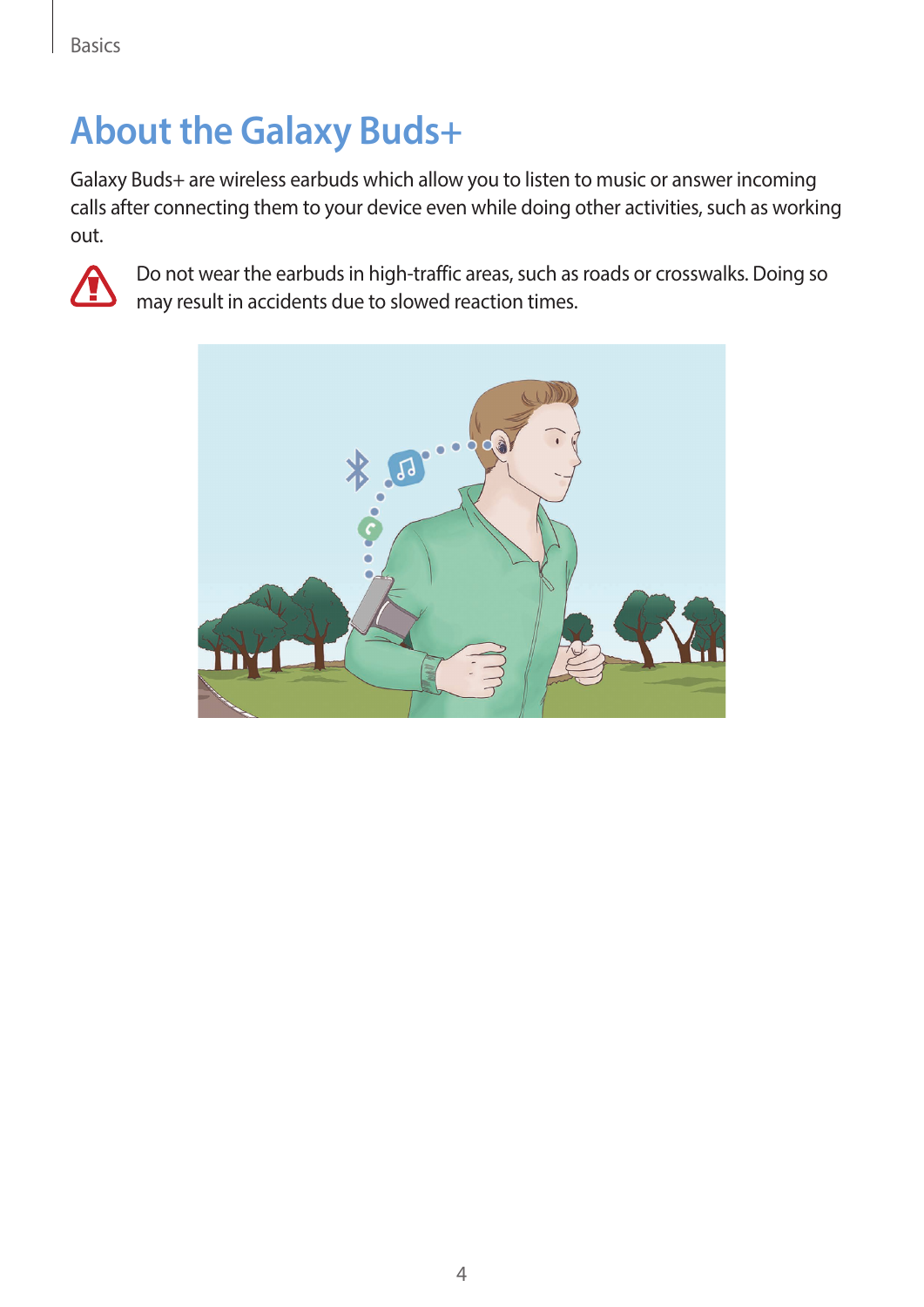# About the Galaxy Buds+

Galaxy Buds+ are wireless earbuds which allow you to listen to music or answer incoming calls after connecting them to your device even while doing other activities, such as working out.

Do not wear the earbuds in high-traffic areas, such as roads or crosswalks. Doing so may result in accidents due to slowed reaction times.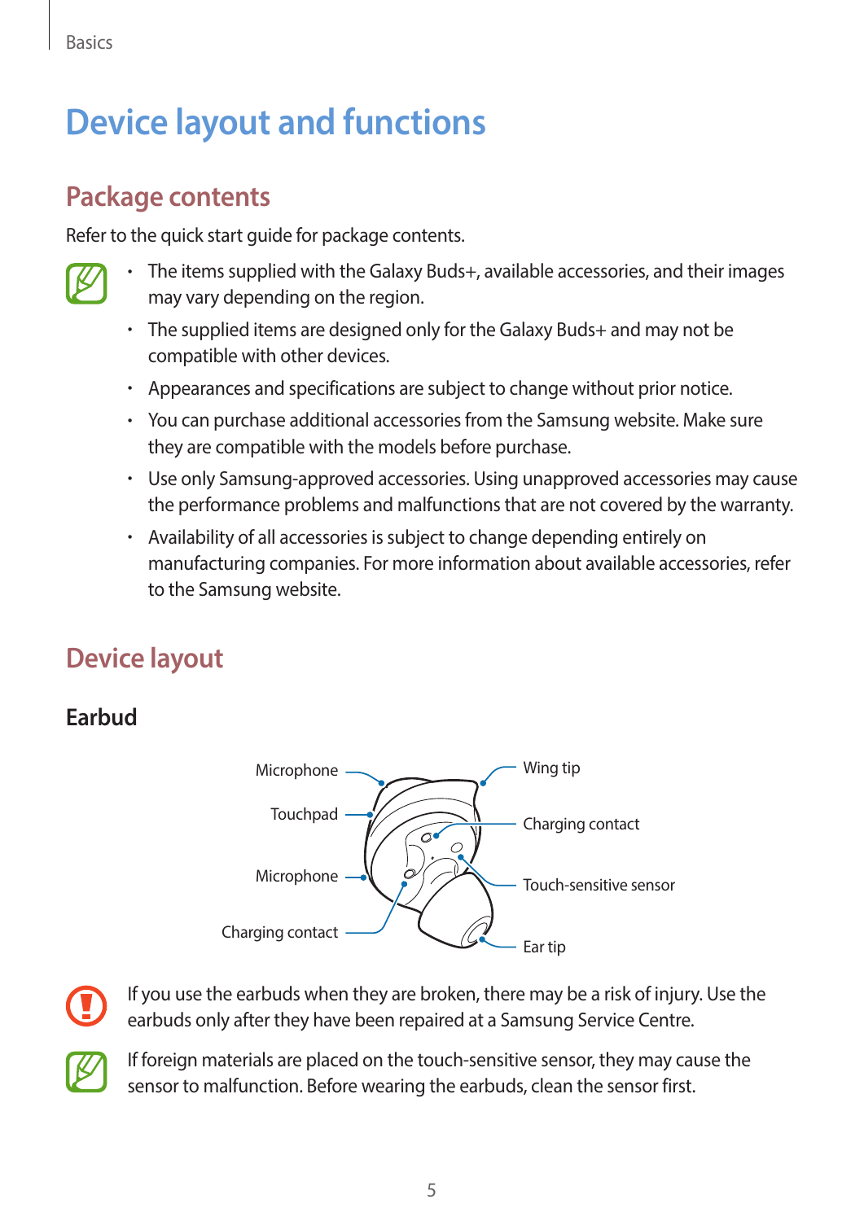# Device layout and functions

## Package contents

Refer to the quick start guide for package contents.

- The items supplied with the Galaxy Buds+, available accessories, and their images may vary depending on the region.
- The supplied items are designed only for the Galaxy Buds+ and may not be compatible with other devices.
- Appearances and specifications are subject to change without prior notice.
- You can purchase additional accessories from the Samsung website. Make sure they are compatible with the models before purchase.
- Use only Samsung-approved accessories. Using unapproved accessories may cause the performance problems and malfunctions that are not covered by the warranty.
- Availability of all accessories is subject to change depending entirely on manufacturing companies. For more information about available accessories, refer to the Samsung website.

## Device layout

### Earbud

Microphone

Touchpad

Microphone

Charging contact

Wing tip

Charging contact

Touch-sensitive sensor

Ear tip

If you use the earbuds when they are broken, there may be a risk of injury. Use the earbuds only after they have been repaired at a Samsung Service Centre.

If foreign materials are placed on the touch-sensitive sensor, they may cause the sensor to malfunction. Before wearing the earbuds, clean the sensor first.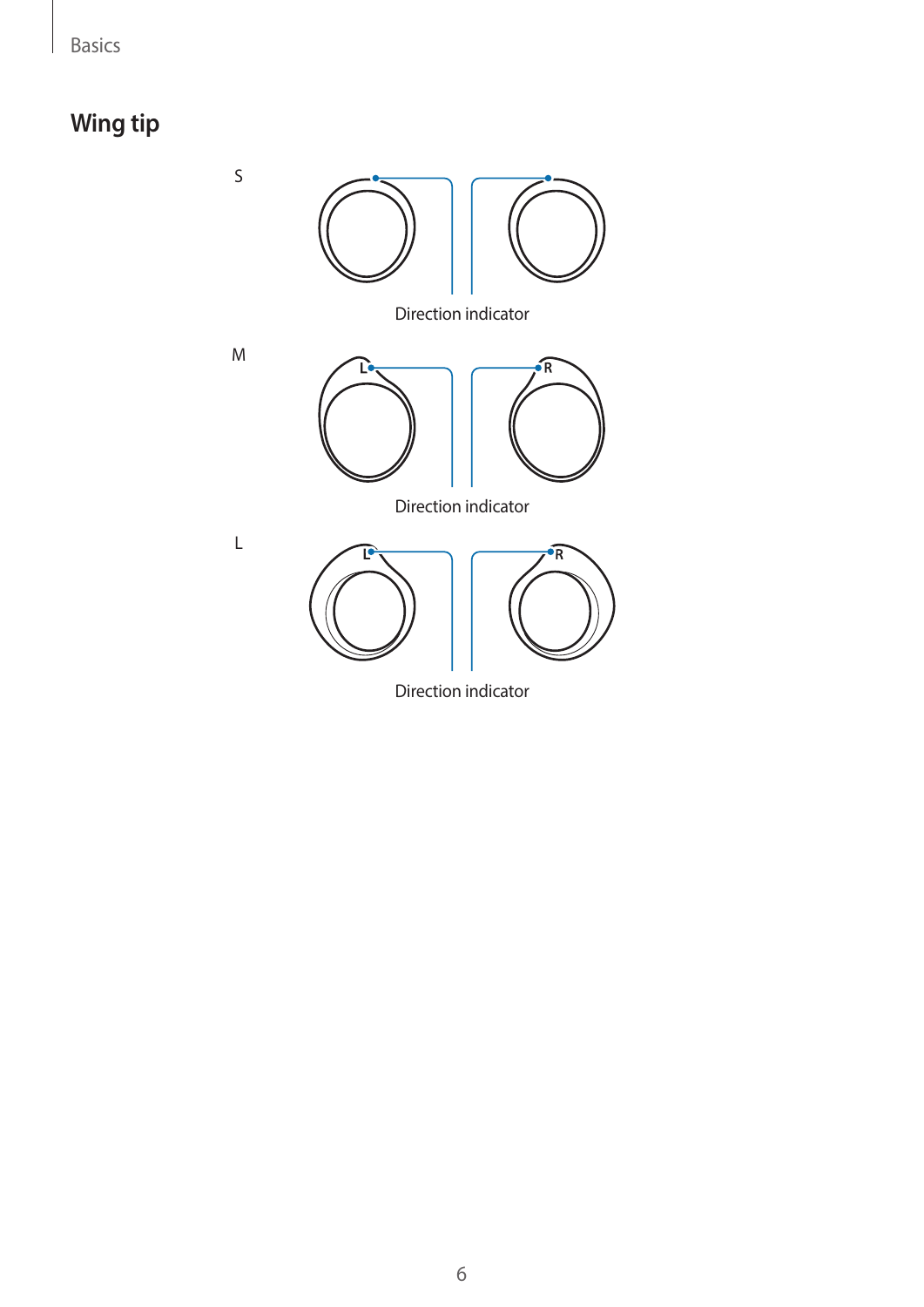## Wing tip

S

Direction indicator

M

Direction indicator

L

Direction indicator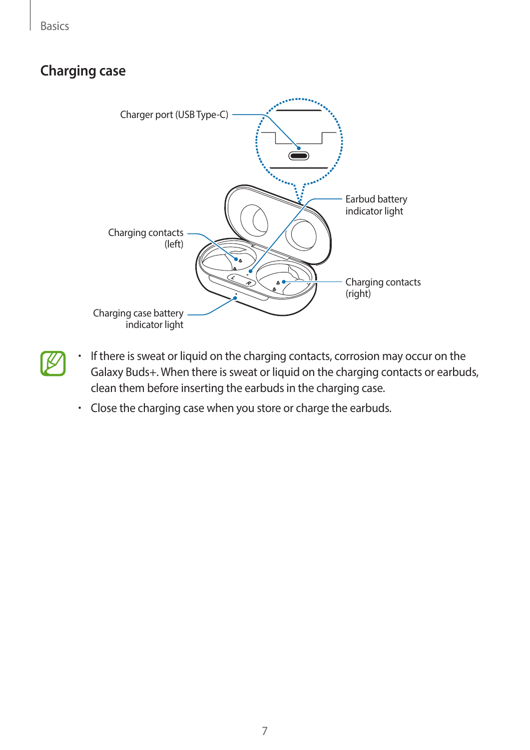## Charging case

Charger port (USB Type-C)

Earbud battery indicator light

Charging contacts (left)

Charging contacts (right)

Charging case battery indicator light

- If there is sweat or liquid on the charging contacts, corrosion may occur on the Galaxy Buds+. When there is sweat or liquid on the charging contacts or earbuds, clean them before inserting the earbuds in the charging case.
- Close the charging case when you store or charge the earbuds.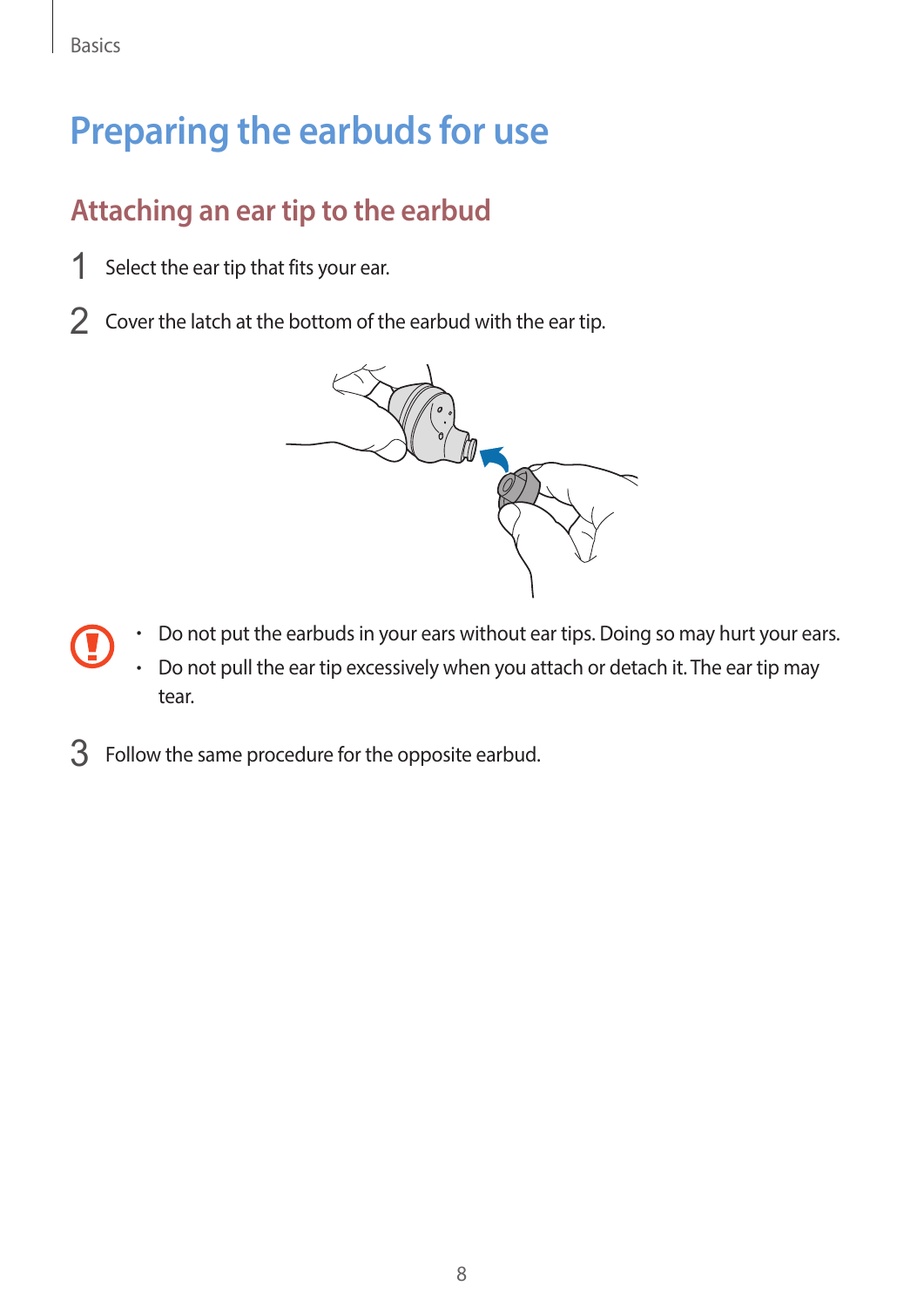# Preparing the earbuds for use

## Attaching an ear tip to the earbud

1. Select the ear tip that fits your ear.
2. Cover the latch at the bottom of the earbud with the ear tip.

- Do not put the earbuds in your ears without ear tips. Doing so may hurt your ears.
- Do not pull the ear tip excessively when you attach or detach it. The ear tip may tear.

3. Follow the same procedure for the opposite earbud.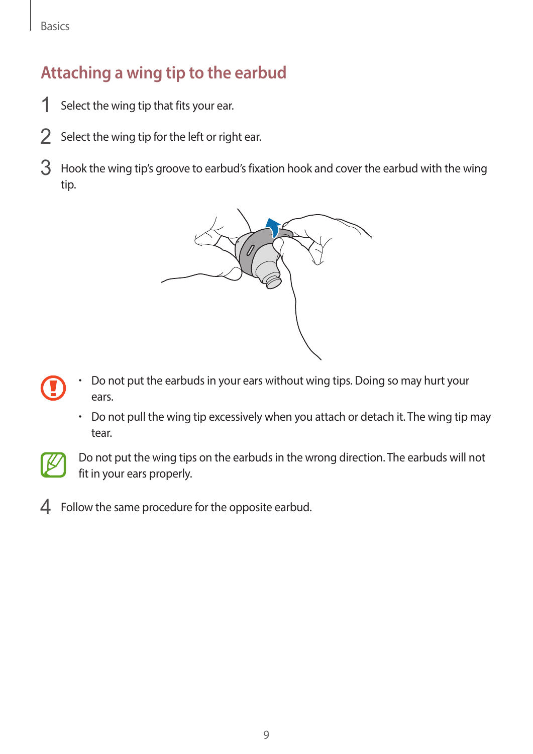## Attaching a wing tip to the earbud

1. Select the wing tip that fits your ear.
2. Select the wing tip for the left or right ear.
3. Hook the wing tip's groove to earbud's fixation hook and cover the earbud with the wing tip.

- Do not put the earbuds in your ears without wing tips. Doing so may hurt your ears.
- Do not pull the wing tip excessively when you attach or detach it. The wing tip may tear.

Do not put the wing tips on the earbuds in the wrong direction. The earbuds will not fit in your ears properly.

4. Follow the same procedure for the opposite earbud.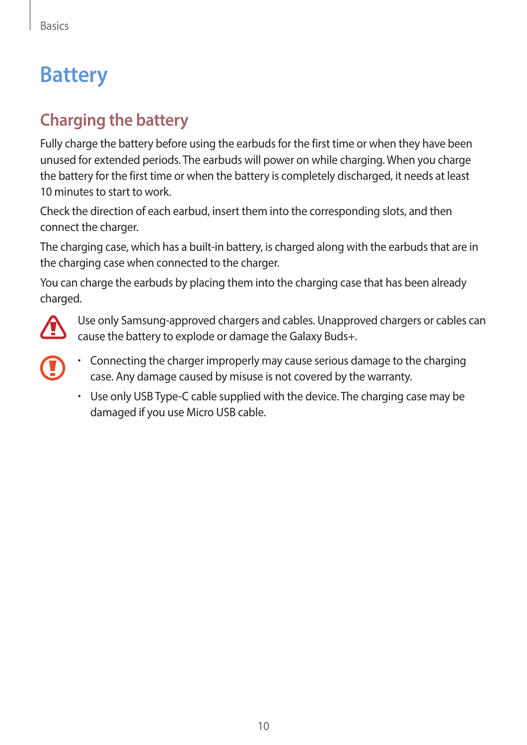# Battery

## Charging the battery

Fully charge the battery before using the earbuds for the first time or when they have been unused for extended periods. The earbuds will power on while charging. When you charge the battery for the first time or when the battery is completely discharged, it needs at least 10 minutes to start to work.

Check the direction of each earbud, insert them into the corresponding slots, and then connect the charger.

The charging case, which has a built-in battery, is charged along with the earbuds that are in the charging case when connected to the charger.

You can charge the earbuds by placing them into the charging case that has been already charged.

Use only Samsung-approved chargers and cables. Unapproved chargers or cables can cause the battery to explode or damage the Galaxy Buds+.

- Connecting the charger improperly may cause serious damage to the charging case. Any damage caused by misuse is not covered by the warranty.
- Use only USB Type-C cable supplied with the device. The charging case may be damaged if you use Micro USB cable.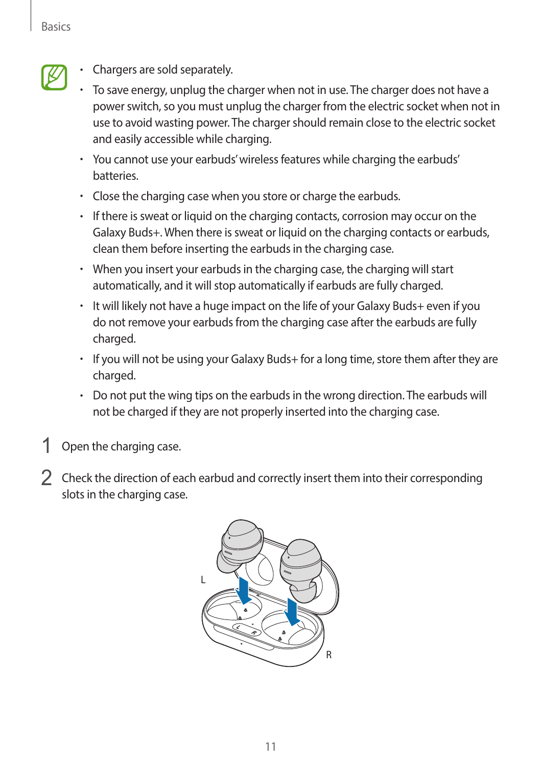- Chargers are sold separately.
- To save energy, unplug the charger when not in use. The charger does not have a power switch, so you must unplug the charger from the electric socket when not in use to avoid wasting power. The charger should remain close to the electric socket and easily accessible while charging.
- You cannot use your earbuds' wireless features while charging the earbuds' batteries.
- Close the charging case when you store or charge the earbuds.
- If there is sweat or liquid on the charging contacts, corrosion may occur on the Galaxy Buds+. When there is sweat or liquid on the charging contacts or earbuds, clean them before inserting the earbuds in the charging case.
- When you insert your earbuds in the charging case, the charging will start automatically, and it will stop automatically if earbuds are fully charged.
- It will likely not have a huge impact on the life of your Galaxy Buds+ even if you do not remove your earbuds from the charging case after the earbuds are fully charged.
- If you will not be using your Galaxy Buds+ for a long time, store them after they are charged.
- Do not put the wing tips on the earbuds in the wrong direction. The earbuds will not be charged if they are not properly inserted into the charging case.

1. Open the charging case.
2. Check the direction of each earbud and correctly insert them into their corresponding slots in the charging case.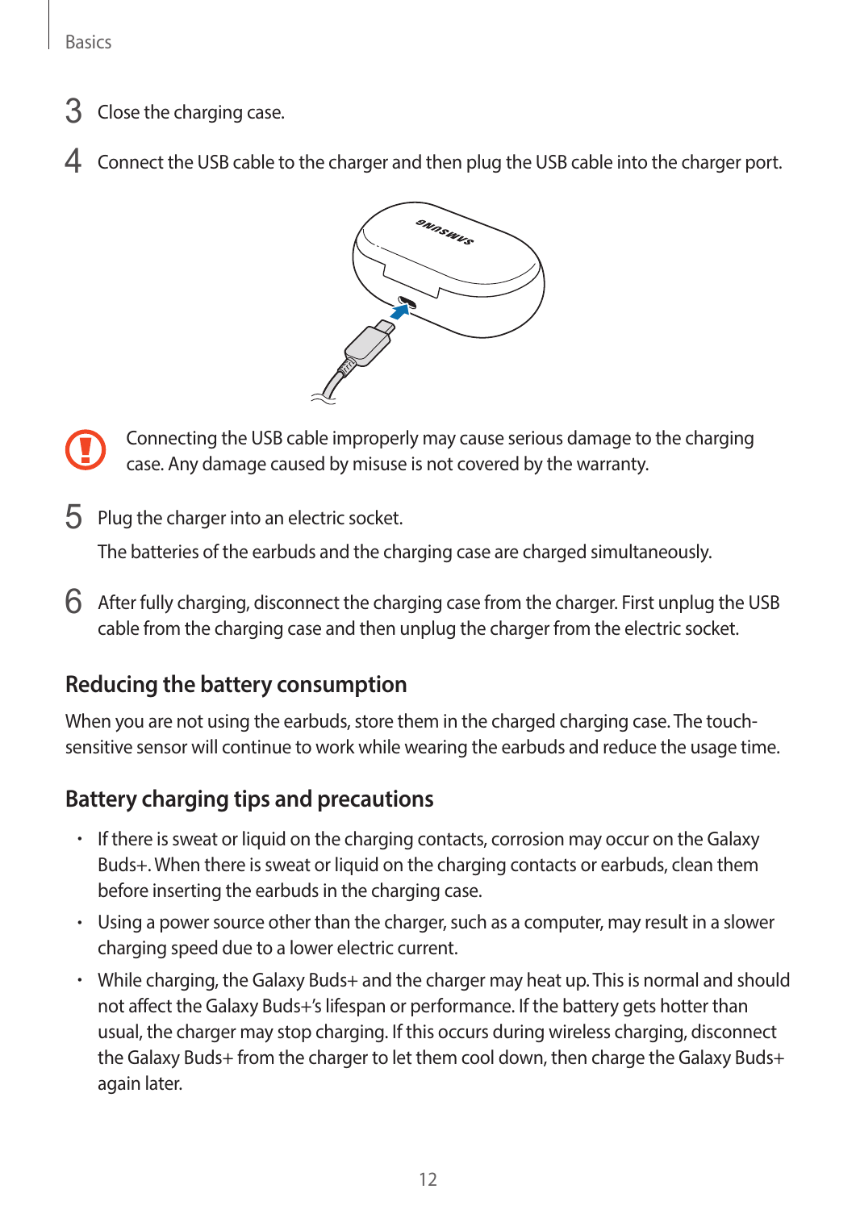3. Close the charging case.
4. Connect the USB cable to the charger and then plug the USB cable into the charger port.

Connecting the USB cable improperly may cause serious damage to the charging case. Any damage caused by misuse is not covered by the warranty.

5. Plug the charger into an electric socket.

   The batteries of the earbuds and the charging case are charged simultaneously.

6. After fully charging, disconnect the charging case from the charger. First unplug the USB cable from the charging case and then unplug the charger from the electric socket.

## Reducing the battery consumption

When you are not using the earbuds, store them in the charged charging case. The touch-sensitive sensor will continue to work while wearing the earbuds and reduce the usage time.

## Battery charging tips and precautions

- If there is sweat or liquid on the charging contacts, corrosion may occur on the Galaxy Buds+. When there is sweat or liquid on the charging contacts or earbuds, clean them before inserting the earbuds in the charging case.
- Using a power source other than the charger, such as a computer, may result in a slower charging speed due to a lower electric current.
- While charging, the Galaxy Buds+ and the charger may heat up. This is normal and should not affect the Galaxy Buds+'s lifespan or performance. If the battery gets hotter than usual, the charger may stop charging. If this occurs during wireless charging, disconnect the Galaxy Buds+ from the charger to let them cool down, then charge the Galaxy Buds+ again later.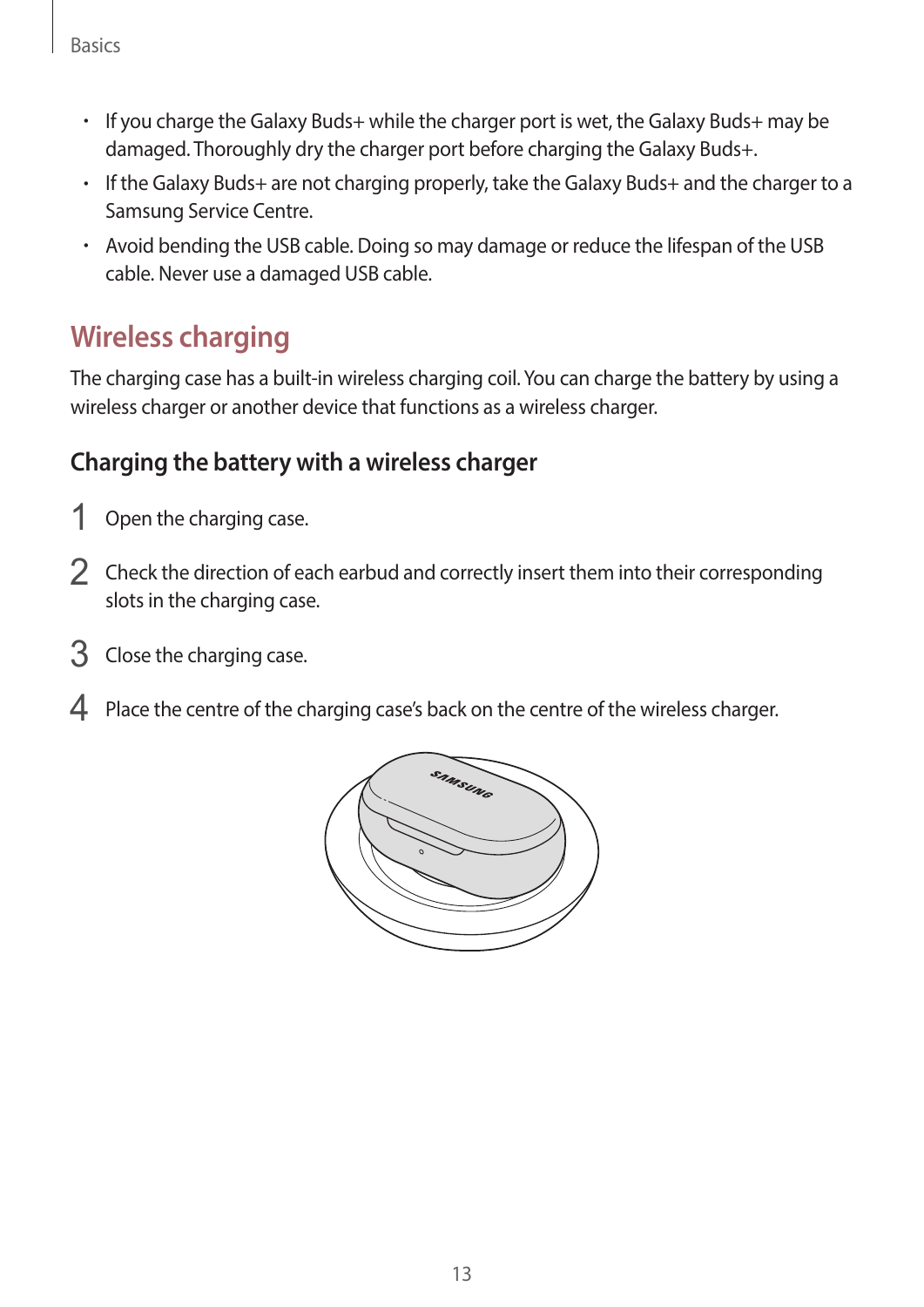- If you charge the Galaxy Buds+ while the charger port is wet, the Galaxy Buds+ may be damaged. Thoroughly dry the charger port before charging the Galaxy Buds+.
- If the Galaxy Buds+ are not charging properly, take the Galaxy Buds+ and the charger to a Samsung Service Centre.
- Avoid bending the USB cable. Doing so may damage or reduce the lifespan of the USB cable. Never use a damaged USB cable.

## Wireless charging

The charging case has a built-in wireless charging coil. You can charge the battery by using a wireless charger or another device that functions as a wireless charger.

### Charging the battery with a wireless charger

1. Open the charging case.
2. Check the direction of each earbud and correctly insert them into their corresponding slots in the charging case.
3. Close the charging case.
4. Place the centre of the charging case's back on the centre of the wireless charger.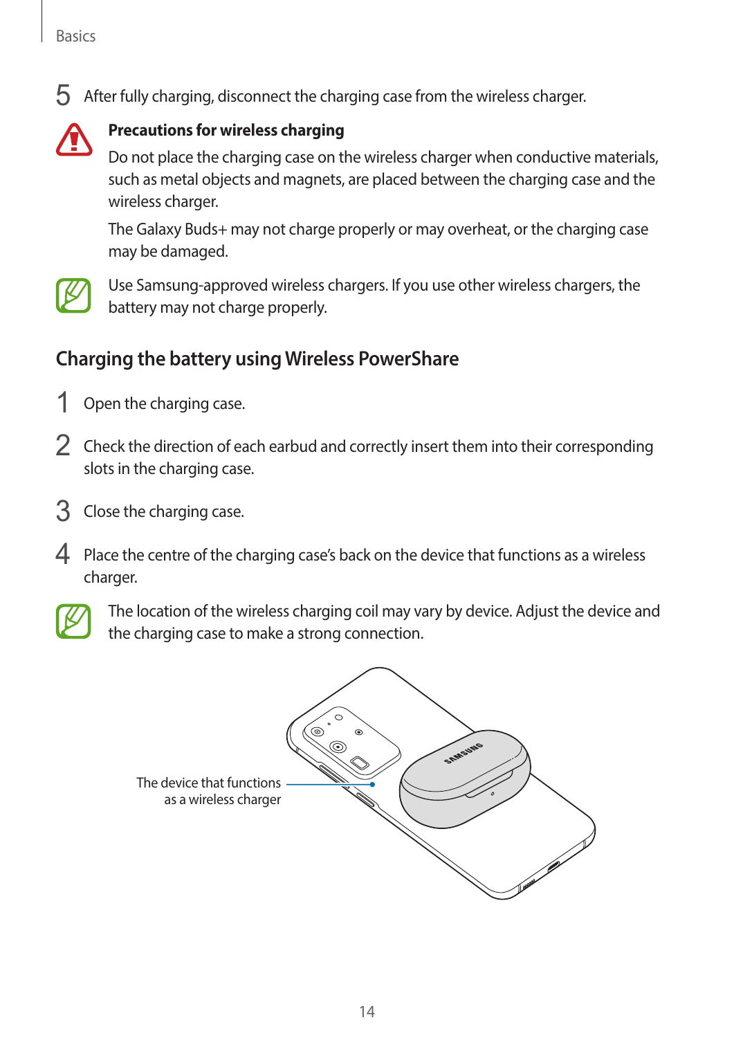5. After fully charging, disconnect the charging case from the wireless charger.

**Precautions for wireless charging**

Do not place the charging case on the wireless charger when conductive materials, such as metal objects and magnets, are placed between the charging case and the wireless charger.

The Galaxy Buds+ may not charge properly or may overheat, or the charging case may be damaged.

Use Samsung-approved wireless chargers. If you use other wireless chargers, the battery may not charge properly.

## Charging the battery using Wireless PowerShare

1. Open the charging case.
2. Check the direction of each earbud and correctly insert them into their corresponding slots in the charging case.
3. Close the charging case.
4. Place the centre of the charging case's back on the device that functions as a wireless charger.

The location of the wireless charging coil may vary by device. Adjust the device and the charging case to make a strong connection.

The device that functions as a wireless charger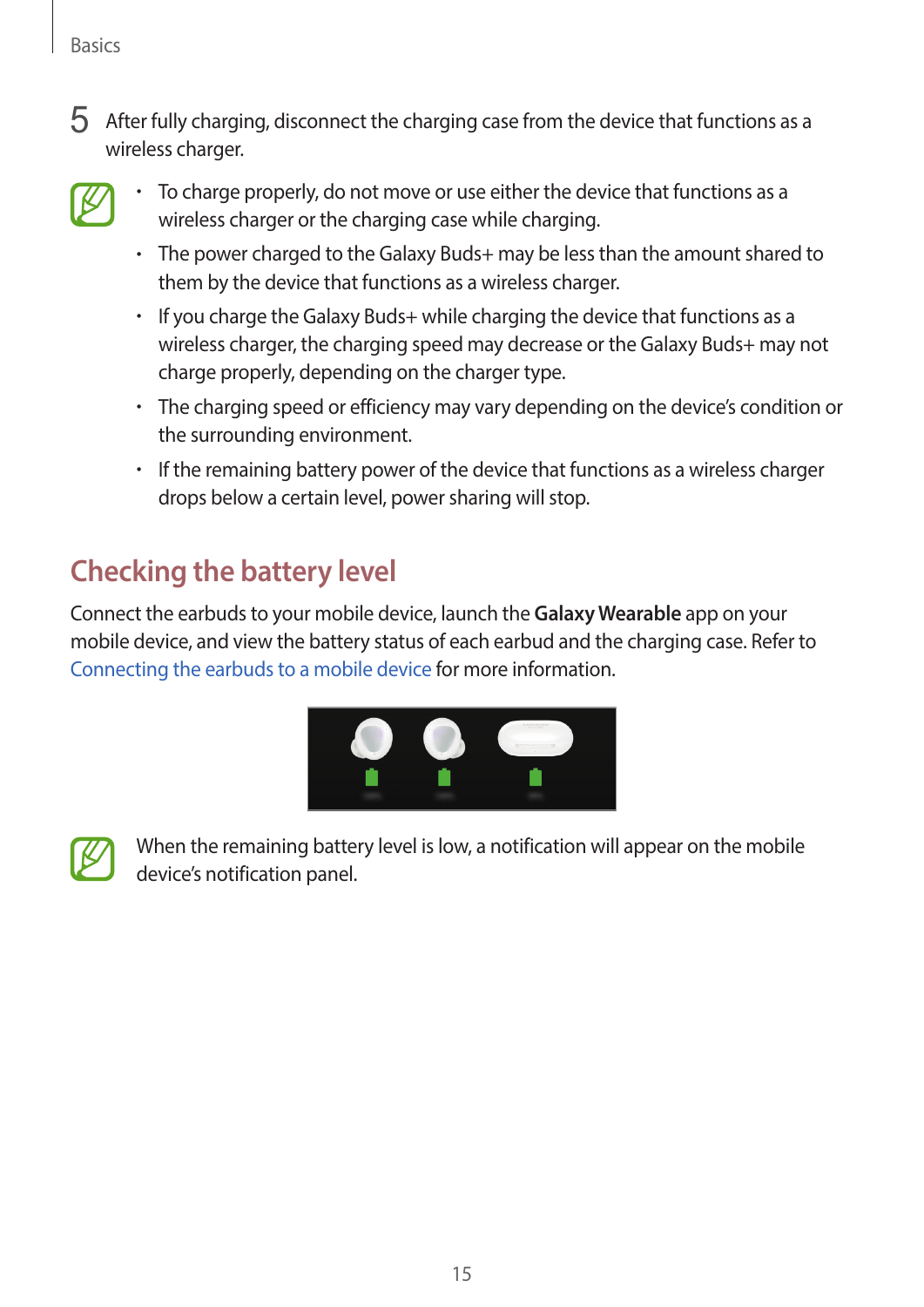5. After fully charging, disconnect the charging case from the device that functions as a wireless charger.

- To charge properly, do not move or use either the device that functions as a wireless charger or the charging case while charging.
- The power charged to the Galaxy Buds+ may be less than the amount shared to them by the device that functions as a wireless charger.
- If you charge the Galaxy Buds+ while charging the device that functions as a wireless charger, the charging speed may decrease or the Galaxy Buds+ may not charge properly, depending on the charger type.
- The charging speed or efficiency may vary depending on the device's condition or the surrounding environment.
- If the remaining battery power of the device that functions as a wireless charger drops below a certain level, power sharing will stop.

## Checking the battery level

Connect the earbuds to your mobile device, launch the **Galaxy Wearable** app on your mobile device, and view the battery status of each earbud and the charging case. Refer to Connecting the earbuds to a mobile device for more information.

When the remaining battery level is low, a notification will appear on the mobile device's notification panel.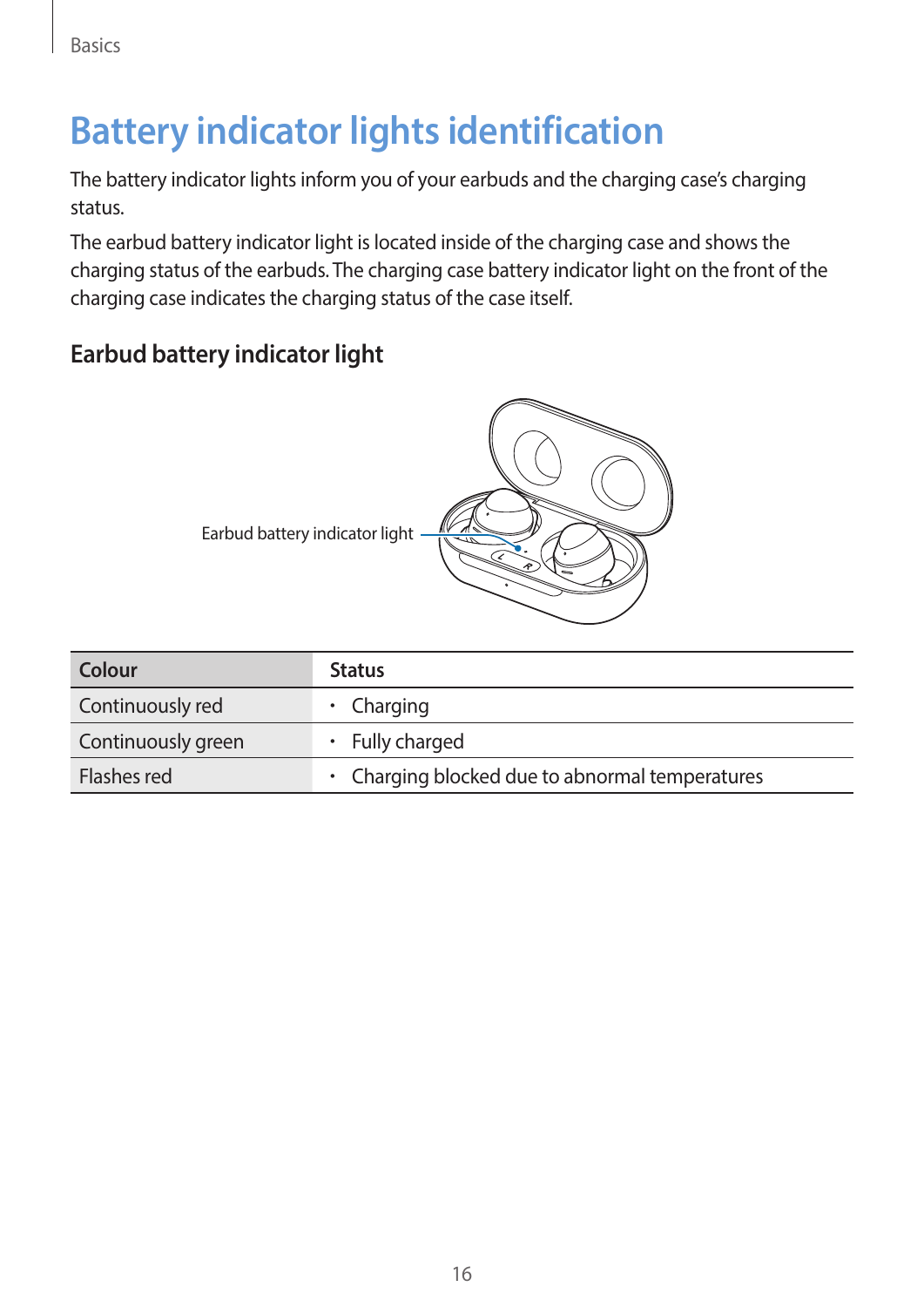# Battery indicator lights identification

The battery indicator lights inform you of your earbuds and the charging case's charging status.

The earbud battery indicator light is located inside of the charging case and shows the charging status of the earbuds. The charging case battery indicator light on the front of the charging case indicates the charging status of the case itself.

## Earbud battery indicator light

Earbud battery indicator light

| Colour | Status |
|---|---|
| Continuously red | • Charging |
| Continuously green | • Fully charged |
| Flashes red | • Charging blocked due to abnormal temperatures |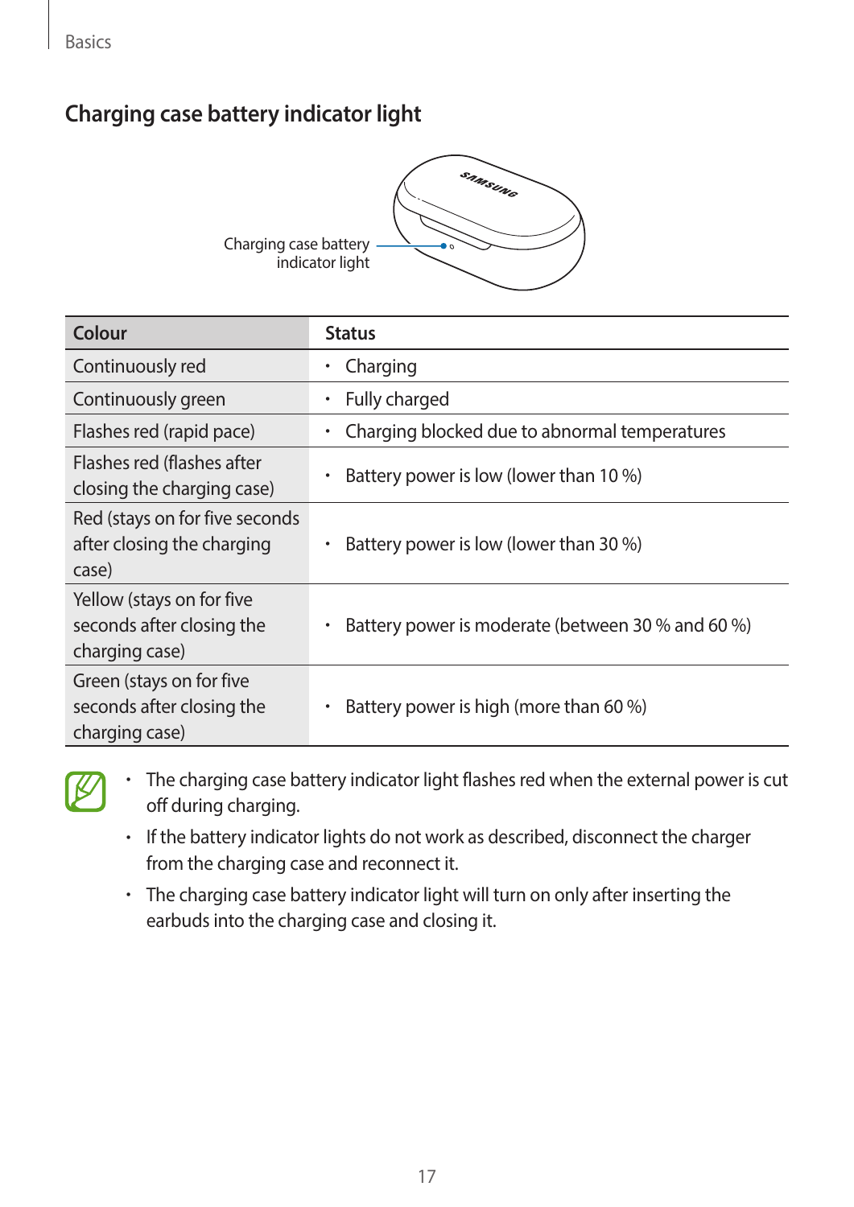## Charging case battery indicator light

Charging case battery indicator light

| Colour | Status |
|---|---|
| Continuously red | • Charging |
| Continuously green | • Fully charged |
| Flashes red (rapid pace) | • Charging blocked due to abnormal temperatures |
| Flashes red (flashes after closing the charging case) | • Battery power is low (lower than 10 %) |
| Red (stays on for five seconds after closing the charging case) | • Battery power is low (lower than 30 %) |
| Yellow (stays on for five seconds after closing the charging case) | • Battery power is moderate (between 30 % and 60 %) |
| Green (stays on for five seconds after closing the charging case) | • Battery power is high (more than 60 %) |

- The charging case battery indicator light flashes red when the external power is cut off during charging.
- If the battery indicator lights do not work as described, disconnect the charger from the charging case and reconnect it.
- The charging case battery indicator light will turn on only after inserting the earbuds into the charging case and closing it.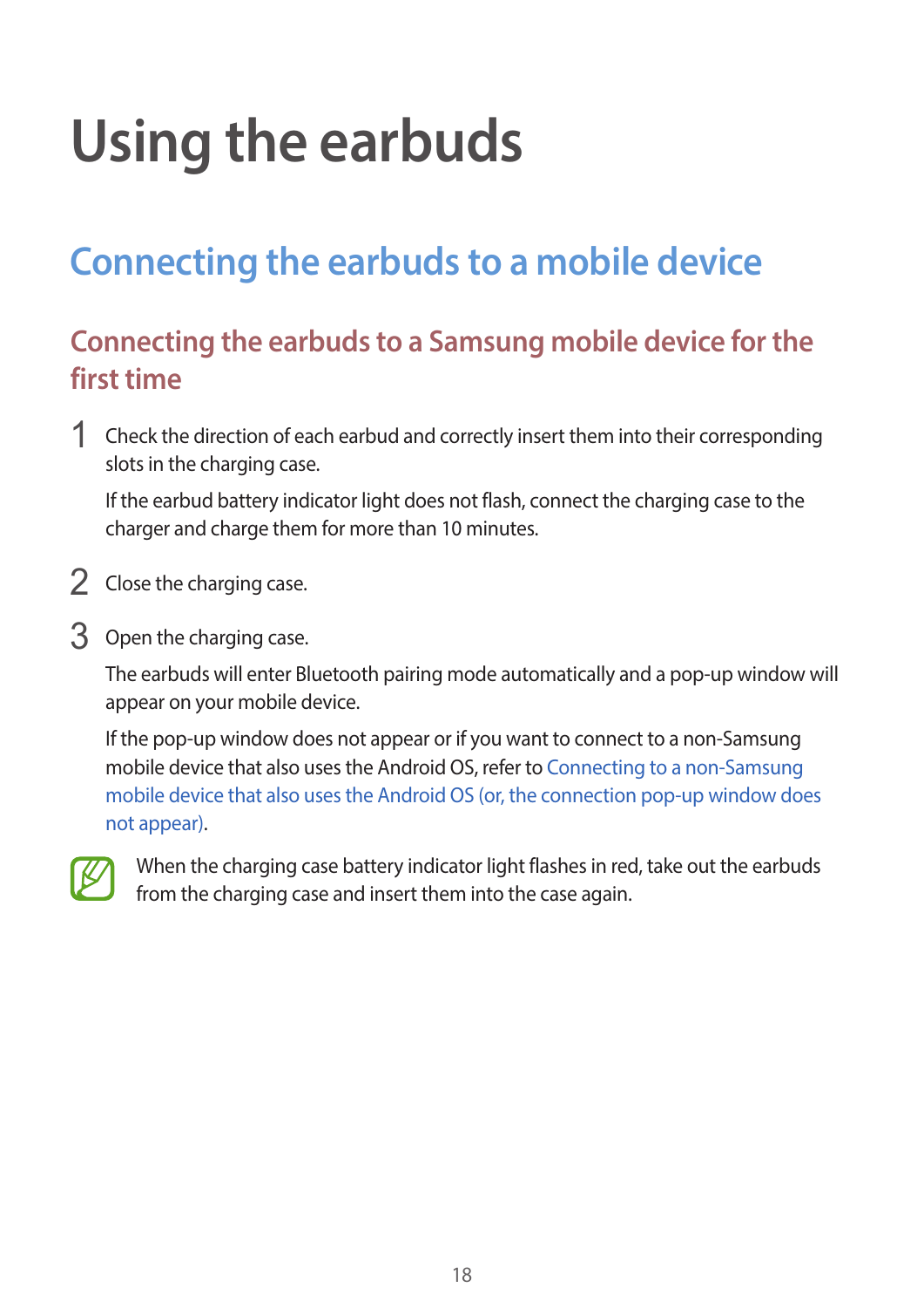# Using the earbuds

## Connecting the earbuds to a mobile device

### Connecting the earbuds to a Samsung mobile device for the first time

1. Check the direction of each earbud and correctly insert them into their corresponding slots in the charging case.

   If the earbud battery indicator light does not flash, connect the charging case to the charger and charge them for more than 10 minutes.

2. Close the charging case.

3. Open the charging case.

   The earbuds will enter Bluetooth pairing mode automatically and a pop-up window will appear on your mobile device.

   If the pop-up window does not appear or if you want to connect to a non-Samsung mobile device that also uses the Android OS, refer to Connecting to a non-Samsung mobile device that also uses the Android OS (or, the connection pop-up window does not appear).

When the charging case battery indicator light flashes in red, take out the earbuds from the charging case and insert them into the case again.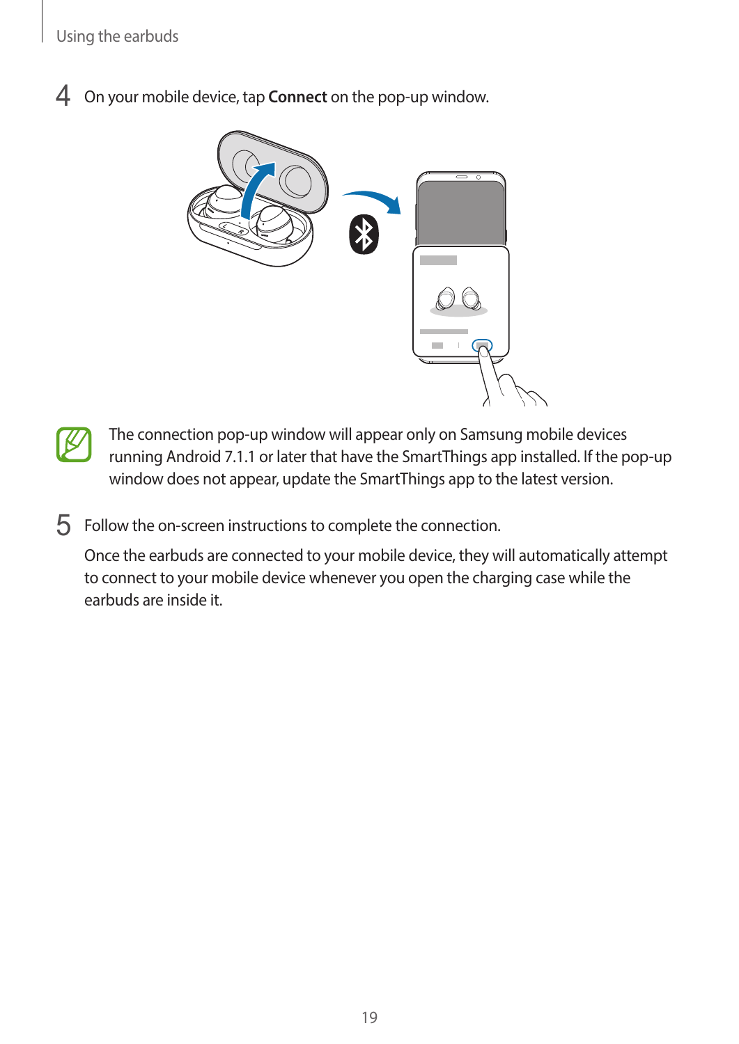4 On your mobile device, tap **Connect** on the pop-up window.

The connection pop-up window will appear only on Samsung mobile devices running Android 7.1.1 or later that have the SmartThings app installed. If the pop-up window does not appear, update the SmartThings app to the latest version.

5 Follow the on-screen instructions to complete the connection.

Once the earbuds are connected to your mobile device, they will automatically attempt to connect to your mobile device whenever you open the charging case while the earbuds are inside it.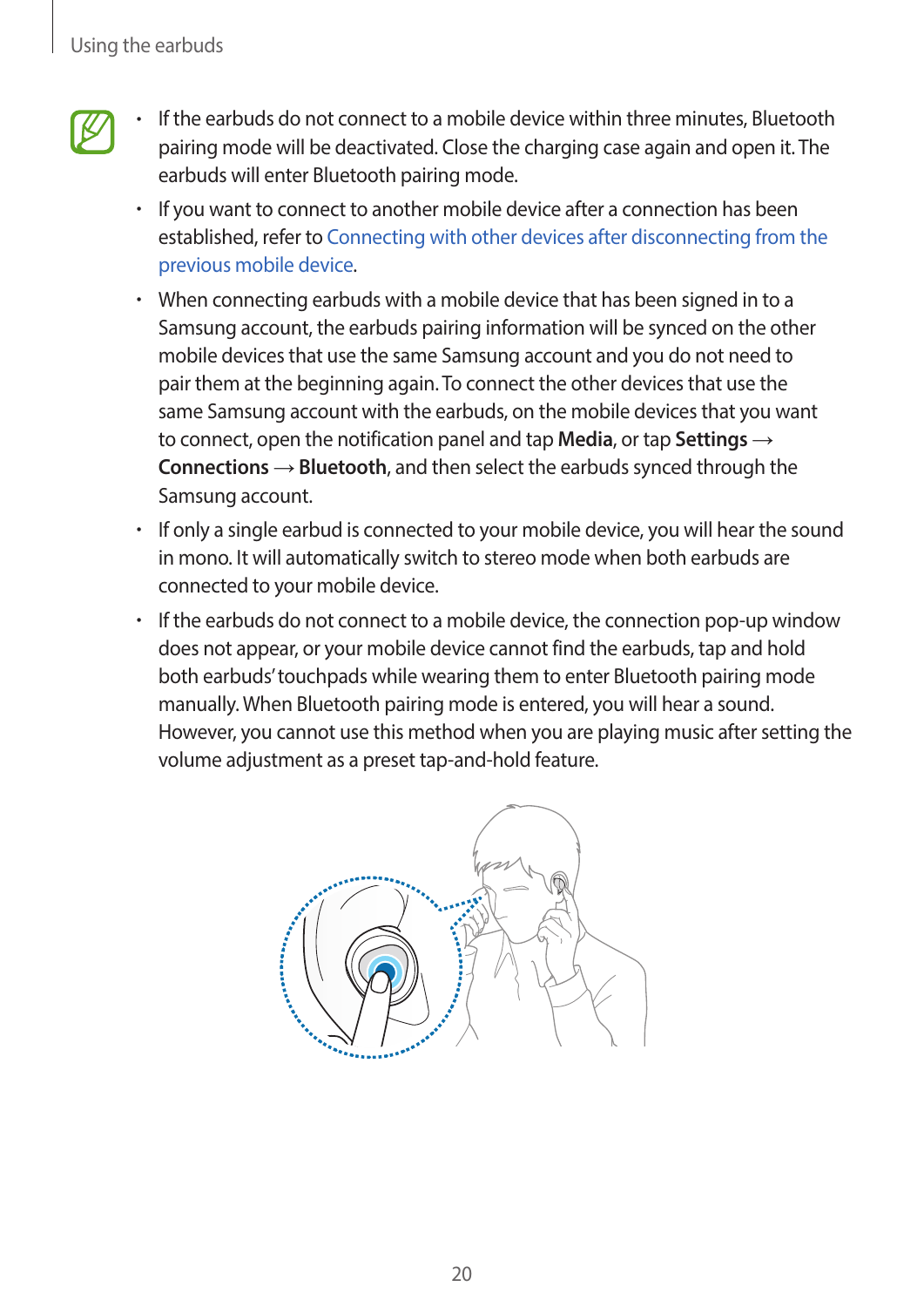- If the earbuds do not connect to a mobile device within three minutes, Bluetooth pairing mode will be deactivated. Close the charging case again and open it. The earbuds will enter Bluetooth pairing mode.
- If you want to connect to another mobile device after a connection has been established, refer to Connecting with other devices after disconnecting from the previous mobile device.
- When connecting earbuds with a mobile device that has been signed in to a Samsung account, the earbuds pairing information will be synced on the other mobile devices that use the same Samsung account and you do not need to pair them at the beginning again. To connect the other devices that use the same Samsung account with the earbuds, on the mobile devices that you want to connect, open the notification panel and tap **Media**, or tap **Settings** → **Connections** → **Bluetooth**, and then select the earbuds synced through the Samsung account.
- If only a single earbud is connected to your mobile device, you will hear the sound in mono. It will automatically switch to stereo mode when both earbuds are connected to your mobile device.
- If the earbuds do not connect to a mobile device, the connection pop-up window does not appear, or your mobile device cannot find the earbuds, tap and hold both earbuds' touchpads while wearing them to enter Bluetooth pairing mode manually. When Bluetooth pairing mode is entered, you will hear a sound. However, you cannot use this method when you are playing music after setting the volume adjustment as a preset tap-and-hold feature.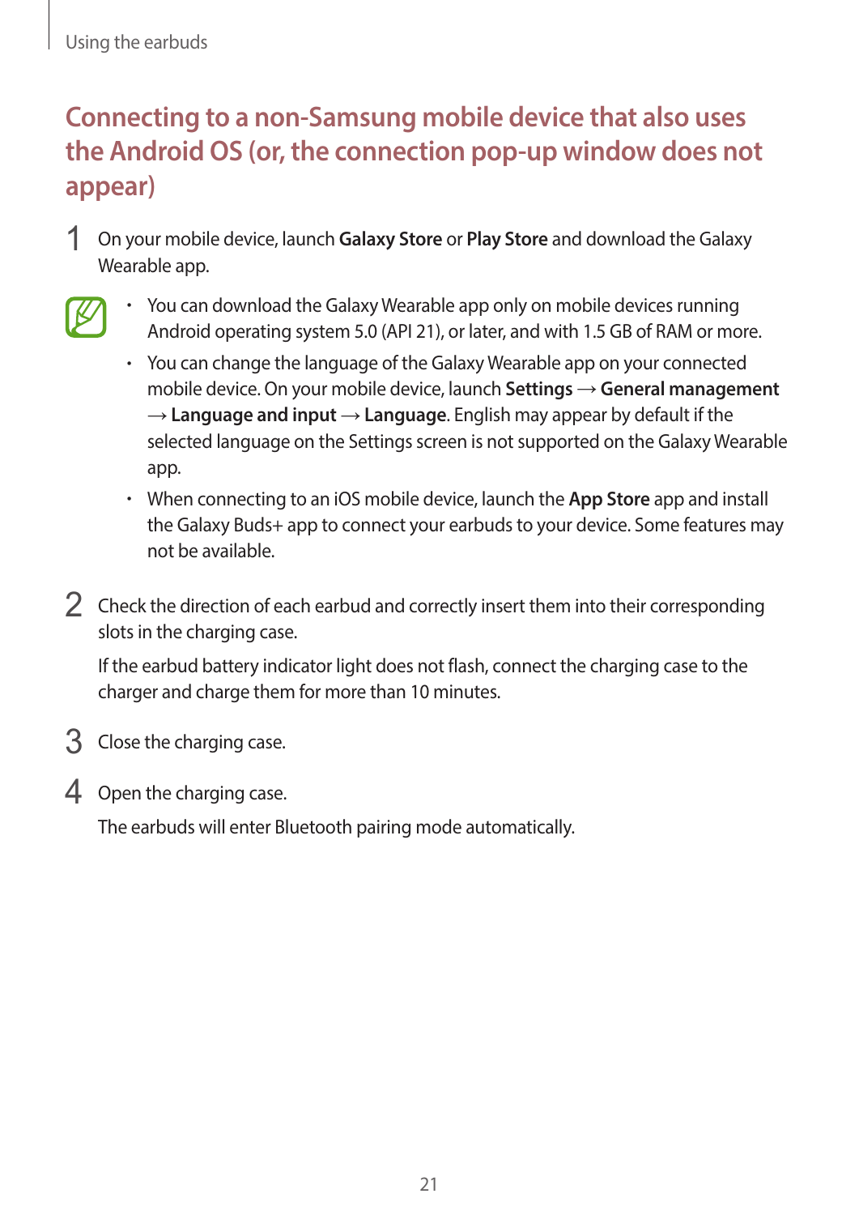## Connecting to a non-Samsung mobile device that also uses the Android OS (or, the connection pop-up window does not appear)

1. On your mobile device, launch **Galaxy Store** or **Play Store** and download the Galaxy Wearable app.

   - You can download the Galaxy Wearable app only on mobile devices running Android operating system 5.0 (API 21), or later, and with 1.5 GB of RAM or more.
   - You can change the language of the Galaxy Wearable app on your connected mobile device. On your mobile device, launch **Settings** → **General management** → **Language and input** → **Language**. English may appear by default if the selected language on the Settings screen is not supported on the Galaxy Wearable app.
   - When connecting to an iOS mobile device, launch the **App Store** app and install the Galaxy Buds+ app to connect your earbuds to your device. Some features may not be available.

2. Check the direction of each earbud and correctly insert them into their corresponding slots in the charging case.

   If the earbud battery indicator light does not flash, connect the charging case to the charger and charge them for more than 10 minutes.

3. Close the charging case.

4. Open the charging case.

   The earbuds will enter Bluetooth pairing mode automatically.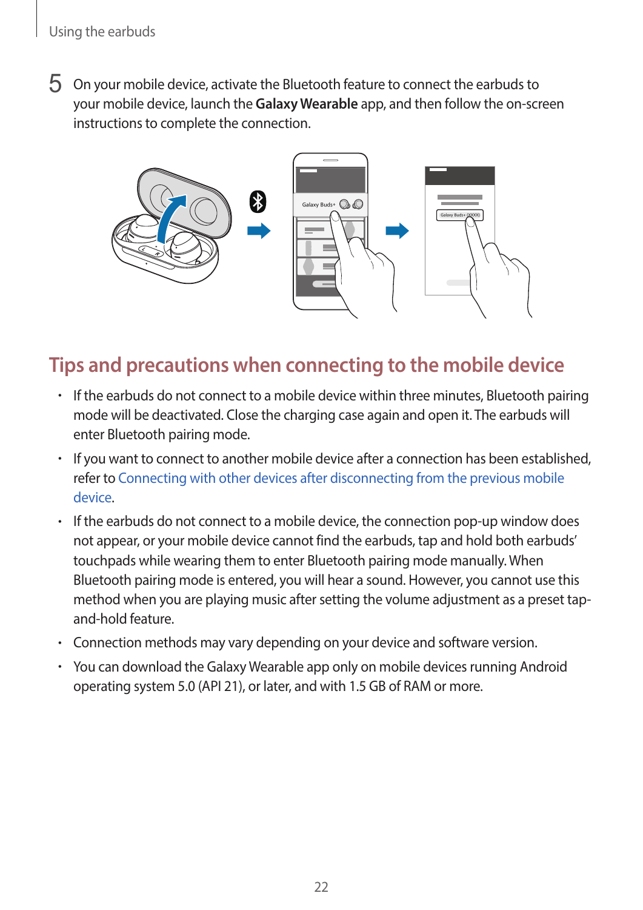5 On your mobile device, activate the Bluetooth feature to connect the earbuds to your mobile device, launch the **Galaxy Wearable** app, and then follow the on-screen instructions to complete the connection.

## Tips and precautions when connecting to the mobile device

- If the earbuds do not connect to a mobile device within three minutes, Bluetooth pairing mode will be deactivated. Close the charging case again and open it. The earbuds will enter Bluetooth pairing mode.
- If you want to connect to another mobile device after a connection has been established, refer to Connecting with other devices after disconnecting from the previous mobile device.
- If the earbuds do not connect to a mobile device, the connection pop-up window does not appear, or your mobile device cannot find the earbuds, tap and hold both earbuds' touchpads while wearing them to enter Bluetooth pairing mode manually. When Bluetooth pairing mode is entered, you will hear a sound. However, you cannot use this method when you are playing music after setting the volume adjustment as a preset tap-and-hold feature.
- Connection methods may vary depending on your device and software version.
- You can download the Galaxy Wearable app only on mobile devices running Android operating system 5.0 (API 21), or later, and with 1.5 GB of RAM or more.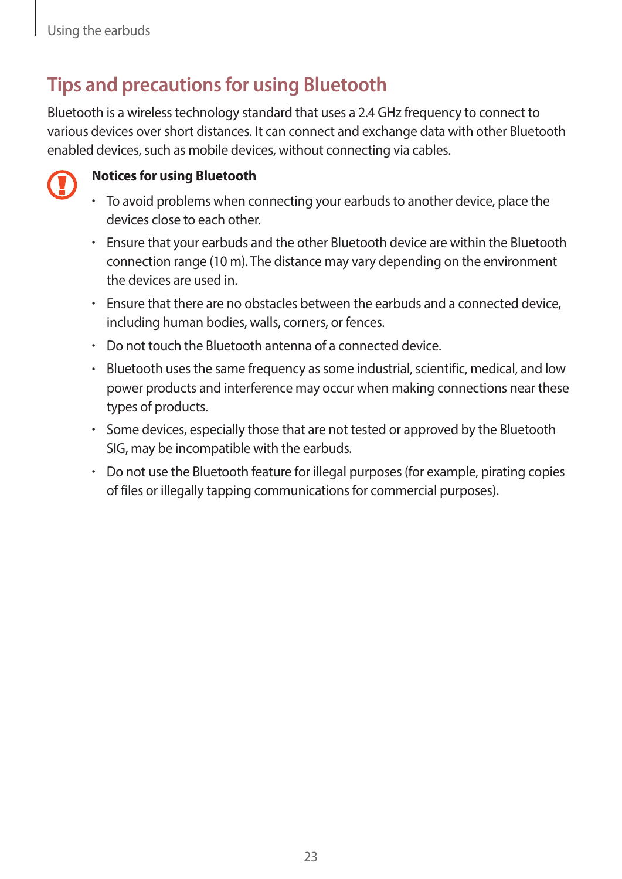## Tips and precautions for using Bluetooth

Bluetooth is a wireless technology standard that uses a 2.4 GHz frequency to connect to various devices over short distances. It can connect and exchange data with other Bluetooth enabled devices, such as mobile devices, without connecting via cables.

**Notices for using Bluetooth**

- To avoid problems when connecting your earbuds to another device, place the devices close to each other.
- Ensure that your earbuds and the other Bluetooth device are within the Bluetooth connection range (10 m). The distance may vary depending on the environment the devices are used in.
- Ensure that there are no obstacles between the earbuds and a connected device, including human bodies, walls, corners, or fences.
- Do not touch the Bluetooth antenna of a connected device.
- Bluetooth uses the same frequency as some industrial, scientific, medical, and low power products and interference may occur when making connections near these types of products.
- Some devices, especially those that are not tested or approved by the Bluetooth SIG, may be incompatible with the earbuds.
- Do not use the Bluetooth feature for illegal purposes (for example, pirating copies of files or illegally tapping communications for commercial purposes).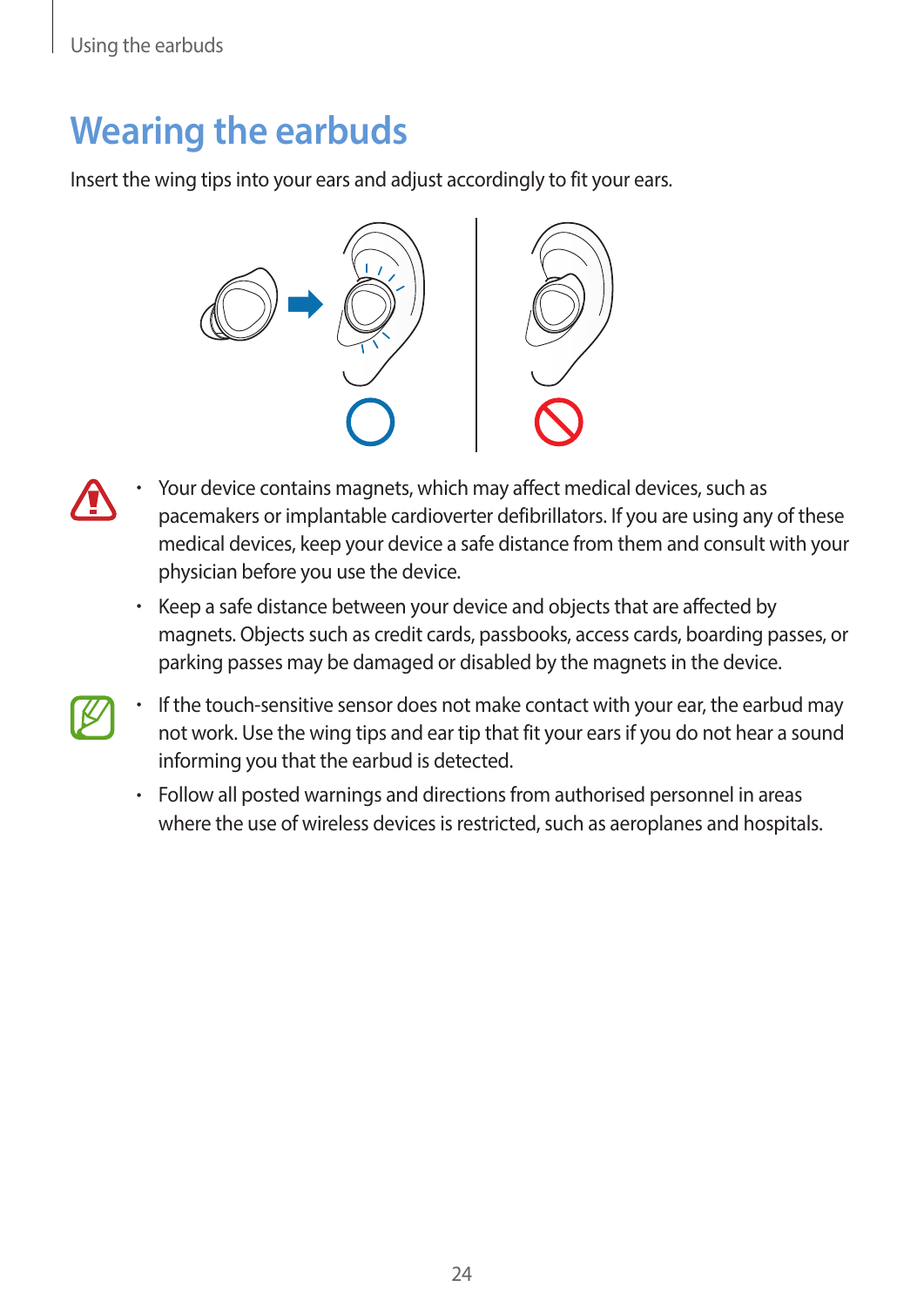# Wearing the earbuds

Insert the wing tips into your ears and adjust accordingly to fit your ears.

- Your device contains magnets, which may affect medical devices, such as pacemakers or implantable cardioverter defibrillators. If you are using any of these medical devices, keep your device a safe distance from them and consult with your physician before you use the device.
- Keep a safe distance between your device and objects that are affected by magnets. Objects such as credit cards, passbooks, access cards, boarding passes, or parking passes may be damaged or disabled by the magnets in the device.

- If the touch-sensitive sensor does not make contact with your ear, the earbud may not work. Use the wing tips and ear tip that fit your ears if you do not hear a sound informing you that the earbud is detected.
- Follow all posted warnings and directions from authorised personnel in areas where the use of wireless devices is restricted, such as aeroplanes and hospitals.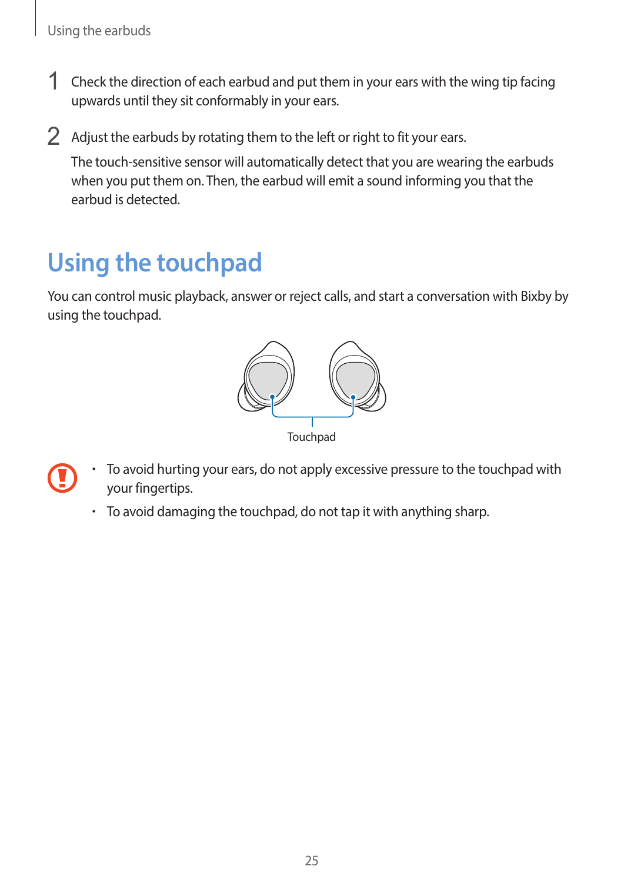1. Check the direction of each earbud and put them in your ears with the wing tip facing upwards until they sit conformably in your ears.

2. Adjust the earbuds by rotating them to the left or right to fit your ears.

   The touch-sensitive sensor will automatically detect that you are wearing the earbuds when you put them on. Then, the earbud will emit a sound informing you that the earbud is detected.

# Using the touchpad

You can control music playback, answer or reject calls, and start a conversation with Bixby by using the touchpad.

Touchpad

- To avoid hurting your ears, do not apply excessive pressure to the touchpad with your fingertips.
- To avoid damaging the touchpad, do not tap it with anything sharp.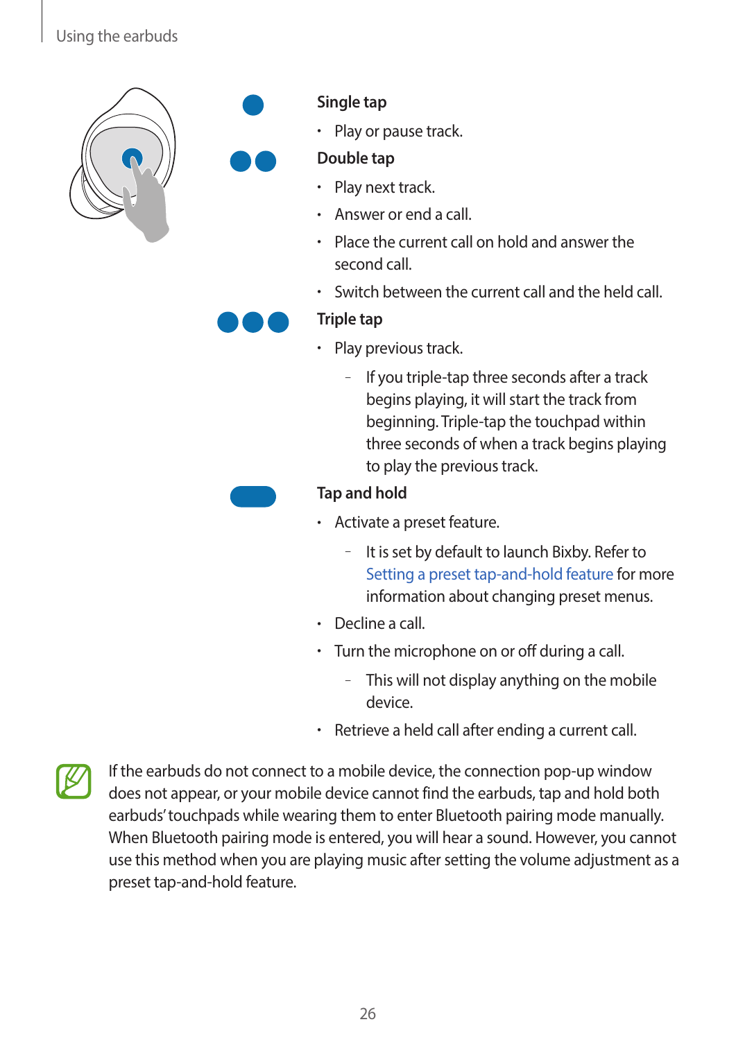**Single tap**

- Play or pause track.

**Double tap**

- Play next track.
- Answer or end a call.
- Place the current call on hold and answer the second call.
- Switch between the current call and the held call.

**Triple tap**

- Play previous track.
  - If you triple-tap three seconds after a track begins playing, it will start the track from beginning. Triple-tap the touchpad within three seconds of when a track begins playing to play the previous track.

**Tap and hold**

- Activate a preset feature.
  - It is set by default to launch Bixby. Refer to Setting a preset tap-and-hold feature for more information about changing preset menus.
- Decline a call.
- Turn the microphone on or off during a call.
  - This will not display anything on the mobile device.
- Retrieve a held call after ending a current call.

If the earbuds do not connect to a mobile device, the connection pop-up window does not appear, or your mobile device cannot find the earbuds, tap and hold both earbuds' touchpads while wearing them to enter Bluetooth pairing mode manually. When Bluetooth pairing mode is entered, you will hear a sound. However, you cannot use this method when you are playing music after setting the volume adjustment as a preset tap-and-hold feature.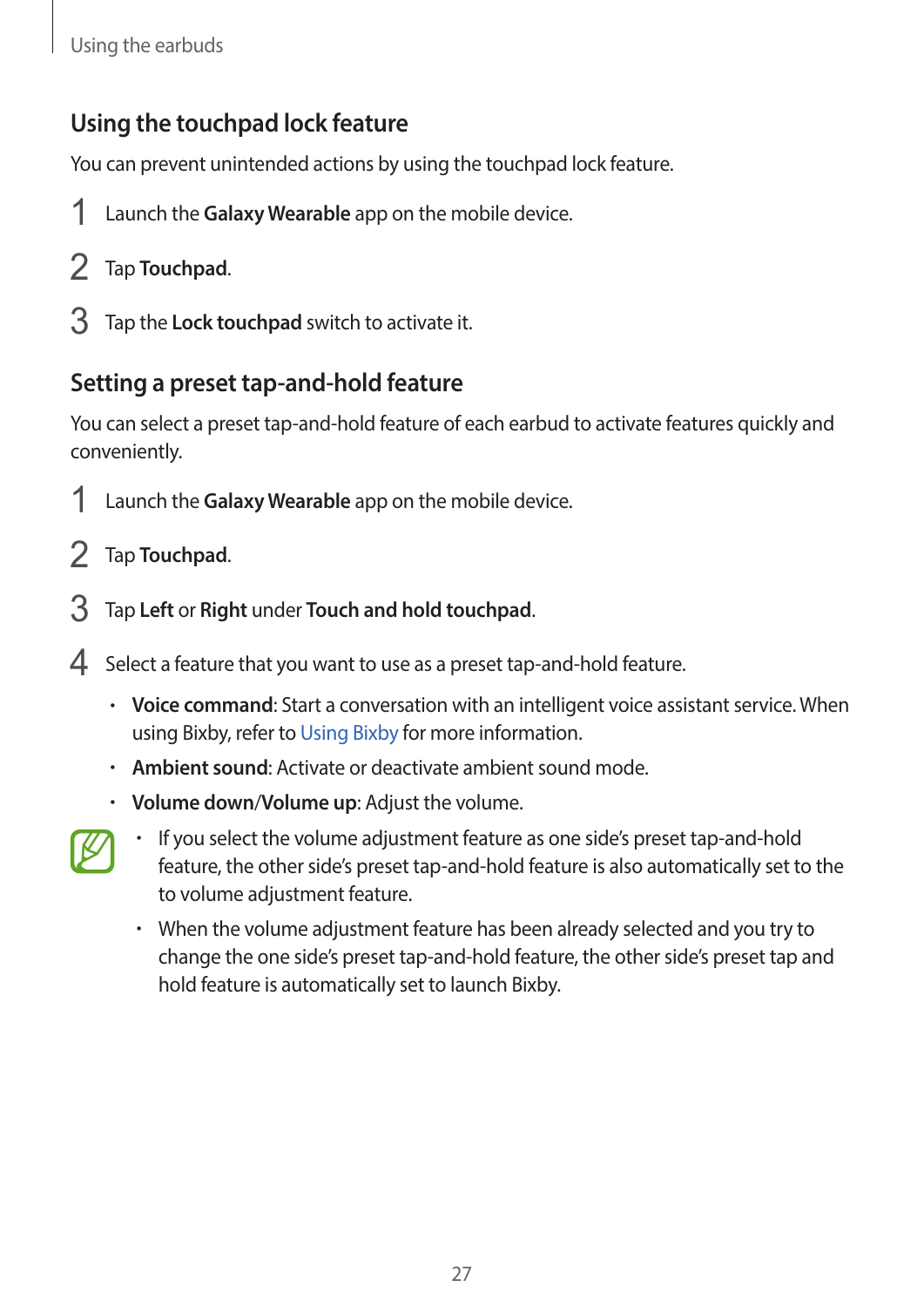## Using the touchpad lock feature

You can prevent unintended actions by using the touchpad lock feature.

1. Launch the **Galaxy Wearable** app on the mobile device.
2. Tap **Touchpad**.
3. Tap the **Lock touchpad** switch to activate it.

## Setting a preset tap-and-hold feature

You can select a preset tap-and-hold feature of each earbud to activate features quickly and conveniently.

1. Launch the **Galaxy Wearable** app on the mobile device.
2. Tap **Touchpad**.
3. Tap **Left** or **Right** under **Touch and hold touchpad**.
4. Select a feature that you want to use as a preset tap-and-hold feature.
   - **Voice command**: Start a conversation with an intelligent voice assistant service. When using Bixby, refer to Using Bixby for more information.
   - **Ambient sound**: Activate or deactivate ambient sound mode.
   - **Volume down**/**Volume up**: Adjust the volume.

> - If you select the volume adjustment feature as one side's preset tap-and-hold feature, the other side's preset tap-and-hold feature is also automatically set to the to volume adjustment feature.
> - When the volume adjustment feature has been already selected and you try to change the one side's preset tap-and-hold feature, the other side's preset tap and hold feature is automatically set to launch Bixby.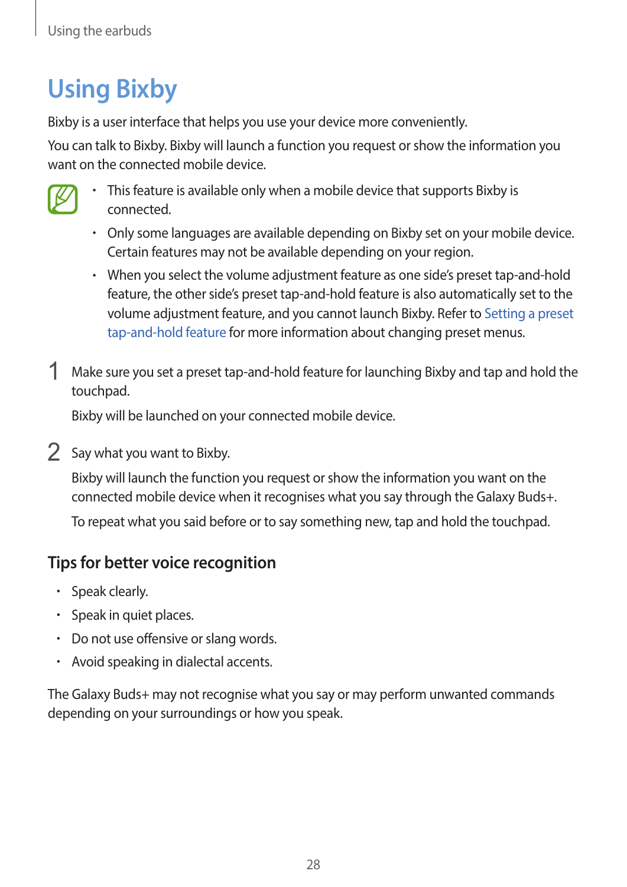# Using Bixby

Bixby is a user interface that helps you use your device more conveniently.

You can talk to Bixby. Bixby will launch a function you request or show the information you want on the connected mobile device.

- This feature is available only when a mobile device that supports Bixby is connected.
- Only some languages are available depending on Bixby set on your mobile device. Certain features may not be available depending on your region.
- When you select the volume adjustment feature as one side's preset tap-and-hold feature, the other side's preset tap-and-hold feature is also automatically set to the volume adjustment feature, and you cannot launch Bixby. Refer to Setting a preset tap-and-hold feature for more information about changing preset menus.

1 Make sure you set a preset tap-and-hold feature for launching Bixby and tap and hold the touchpad.

   Bixby will be launched on your connected mobile device.

2 Say what you want to Bixby.

   Bixby will launch the function you request or show the information you want on the connected mobile device when it recognises what you say through the Galaxy Buds+.

   To repeat what you said before or to say something new, tap and hold the touchpad.

## Tips for better voice recognition

- Speak clearly.
- Speak in quiet places.
- Do not use offensive or slang words.
- Avoid speaking in dialectal accents.

The Galaxy Buds+ may not recognise what you say or may perform unwanted commands depending on your surroundings or how you speak.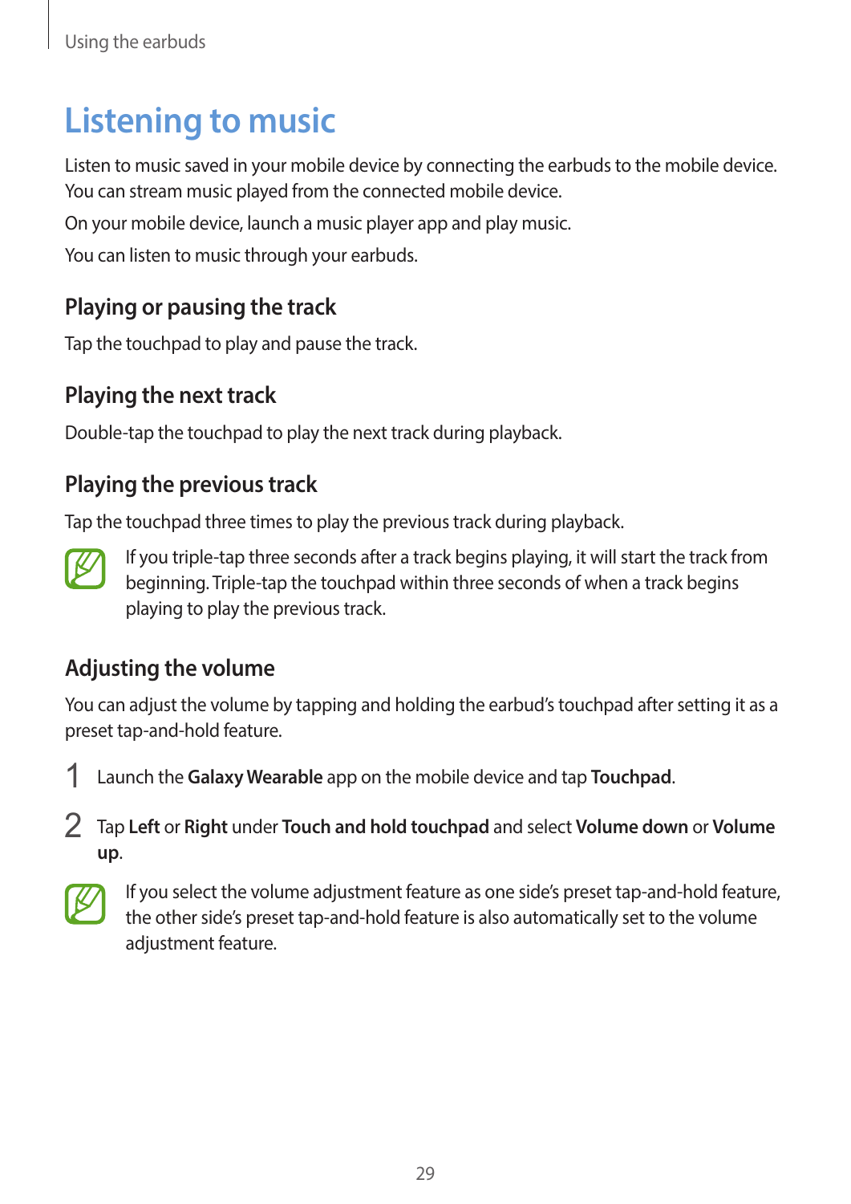# Listening to music

Listen to music saved in your mobile device by connecting the earbuds to the mobile device. You can stream music played from the connected mobile device.

On your mobile device, launch a music player app and play music.

You can listen to music through your earbuds.

## Playing or pausing the track

Tap the touchpad to play and pause the track.

## Playing the next track

Double-tap the touchpad to play the next track during playback.

## Playing the previous track

Tap the touchpad three times to play the previous track during playback.

> If you triple-tap three seconds after a track begins playing, it will start the track from beginning. Triple-tap the touchpad within three seconds of when a track begins playing to play the previous track.

## Adjusting the volume

You can adjust the volume by tapping and holding the earbud's touchpad after setting it as a preset tap-and-hold feature.

1. Launch the **Galaxy Wearable** app on the mobile device and tap **Touchpad**.
2. Tap **Left** or **Right** under **Touch and hold touchpad** and select **Volume down** or **Volume up**.

> If you select the volume adjustment feature as one side's preset tap-and-hold feature, the other side's preset tap-and-hold feature is also automatically set to the volume adjustment feature.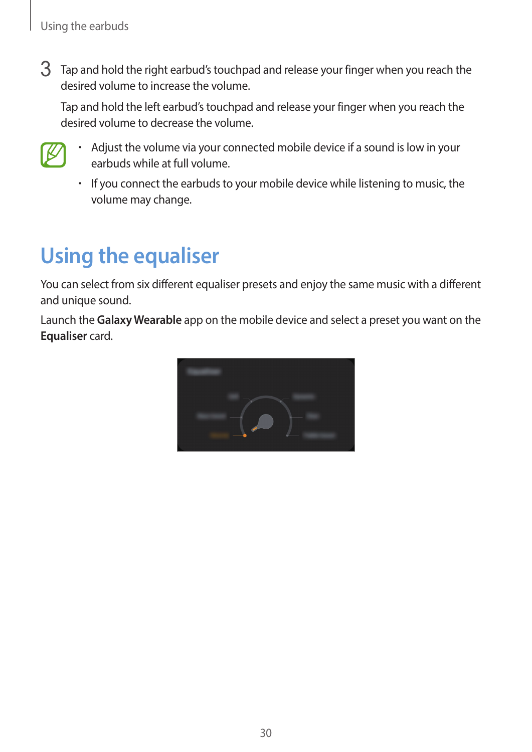3 Tap and hold the right earbud's touchpad and release your finger when you reach the desired volume to increase the volume.

Tap and hold the left earbud's touchpad and release your finger when you reach the desired volume to decrease the volume.

- Adjust the volume via your connected mobile device if a sound is low in your earbuds while at full volume.
- If you connect the earbuds to your mobile device while listening to music, the volume may change.

# Using the equaliser

You can select from six different equaliser presets and enjoy the same music with a different and unique sound.

Launch the **Galaxy Wearable** app on the mobile device and select a preset you want on the **Equaliser** card.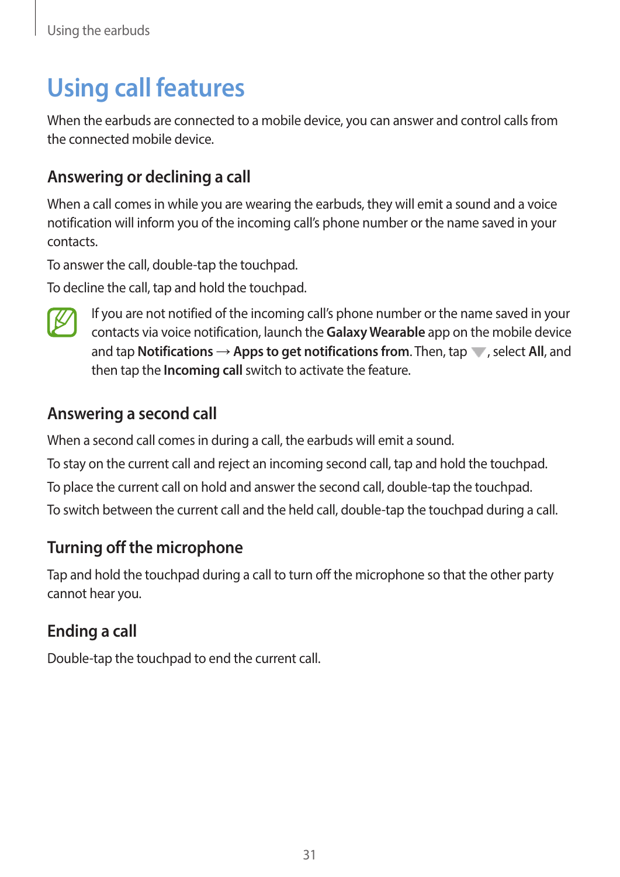# Using call features

When the earbuds are connected to a mobile device, you can answer and control calls from the connected mobile device.

## Answering or declining a call

When a call comes in while you are wearing the earbuds, they will emit a sound and a voice notification will inform you of the incoming call's phone number or the name saved in your contacts.

To answer the call, double-tap the touchpad.

To decline the call, tap and hold the touchpad.

If you are not notified of the incoming call's phone number or the name saved in your contacts via voice notification, launch the **Galaxy Wearable** app on the mobile device and tap **Notifications** → **Apps to get notifications from**. Then, tap ▼, select **All**, and then tap the **Incoming call** switch to activate the feature.

## Answering a second call

When a second call comes in during a call, the earbuds will emit a sound.

To stay on the current call and reject an incoming second call, tap and hold the touchpad.

To place the current call on hold and answer the second call, double-tap the touchpad.

To switch between the current call and the held call, double-tap the touchpad during a call.

## Turning off the microphone

Tap and hold the touchpad during a call to turn off the microphone so that the other party cannot hear you.

## Ending a call

Double-tap the touchpad to end the current call.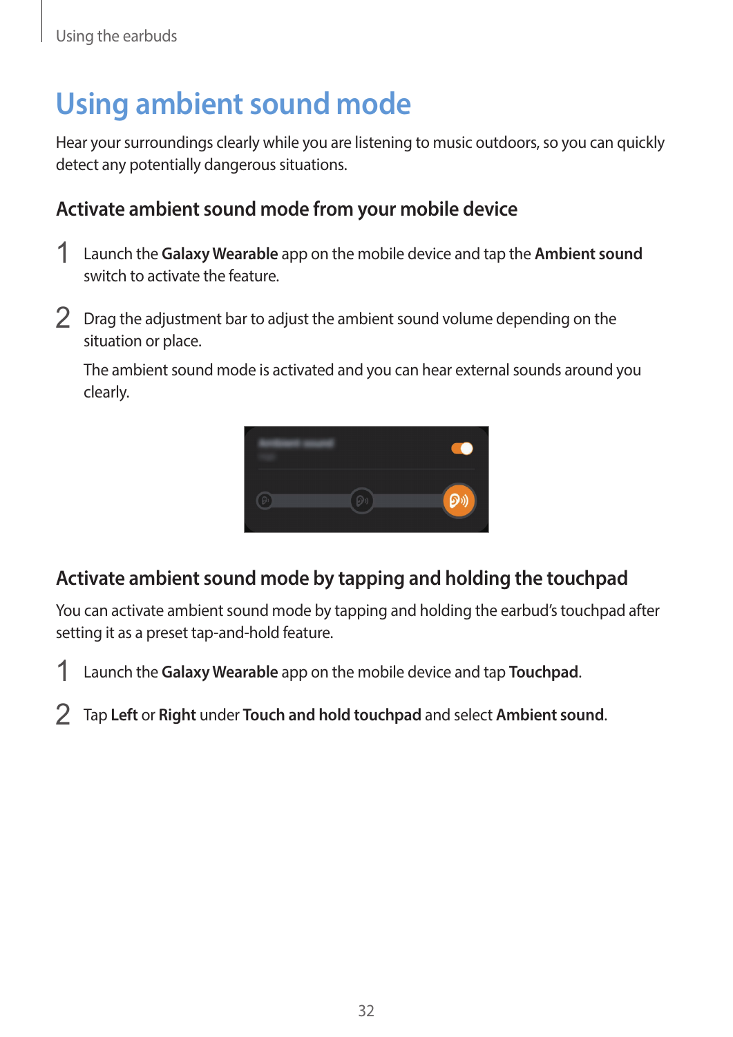# Using ambient sound mode

Hear your surroundings clearly while you are listening to music outdoors, so you can quickly detect any potentially dangerous situations.

## Activate ambient sound mode from your mobile device

1. Launch the **Galaxy Wearable** app on the mobile device and tap the **Ambient sound** switch to activate the feature.
2. Drag the adjustment bar to adjust the ambient sound volume depending on the situation or place.

   The ambient sound mode is activated and you can hear external sounds around you clearly.

## Activate ambient sound mode by tapping and holding the touchpad

You can activate ambient sound mode by tapping and holding the earbud's touchpad after setting it as a preset tap-and-hold feature.

1. Launch the **Galaxy Wearable** app on the mobile device and tap **Touchpad**.
2. Tap **Left** or **Right** under **Touch and hold touchpad** and select **Ambient sound**.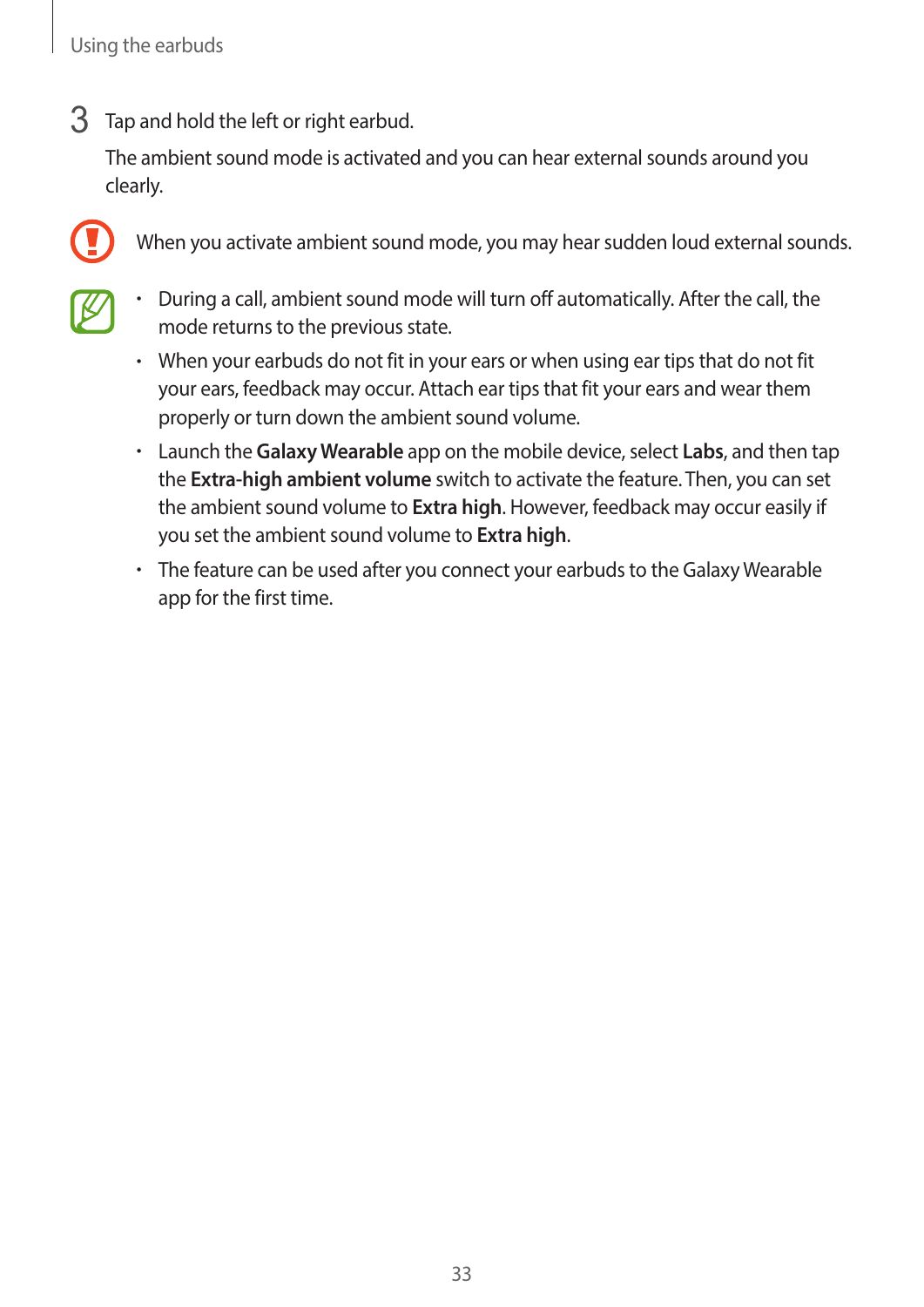3. Tap and hold the left or right earbud.

   The ambient sound mode is activated and you can hear external sounds around you clearly.

When you activate ambient sound mode, you may hear sudden loud external sounds.

- During a call, ambient sound mode will turn off automatically. After the call, the mode returns to the previous state.
- When your earbuds do not fit in your ears or when using ear tips that do not fit your ears, feedback may occur. Attach ear tips that fit your ears and wear them properly or turn down the ambient sound volume.
- Launch the **Galaxy Wearable** app on the mobile device, select **Labs**, and then tap the **Extra-high ambient volume** switch to activate the feature. Then, you can set the ambient sound volume to **Extra high**. However, feedback may occur easily if you set the ambient sound volume to **Extra high**.
- The feature can be used after you connect your earbuds to the Galaxy Wearable app for the first time.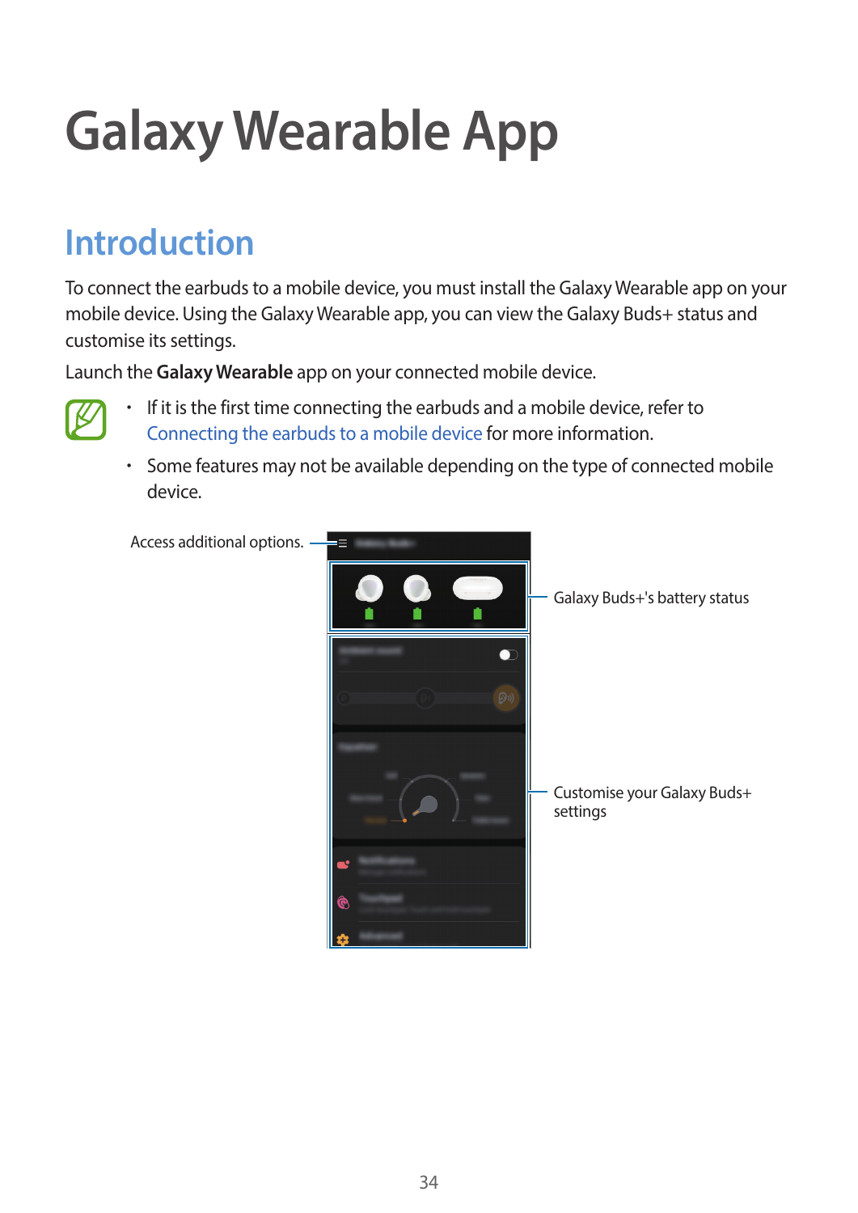# Galaxy Wearable App

## Introduction

To connect the earbuds to a mobile device, you must install the Galaxy Wearable app on your mobile device. Using the Galaxy Wearable app, you can view the Galaxy Buds+ status and customise its settings.

Launch the **Galaxy Wearable** app on your connected mobile device.

- If it is the first time connecting the earbuds and a mobile device, refer to Connecting the earbuds to a mobile device for more information.
- Some features may not be available depending on the type of connected mobile device.

Access additional options.

Galaxy Buds+'s battery status

Customise your Galaxy Buds+ settings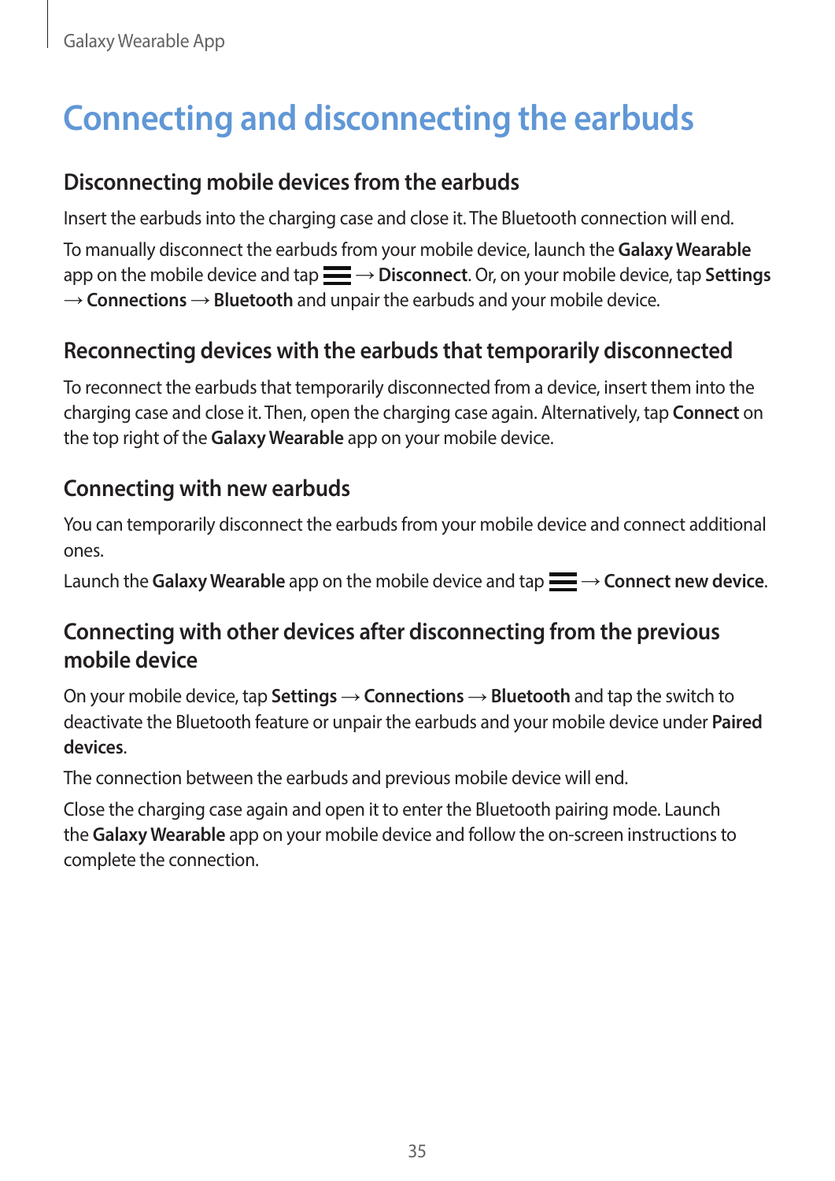# Connecting and disconnecting the earbuds

## Disconnecting mobile devices from the earbuds

Insert the earbuds into the charging case and close it. The Bluetooth connection will end.

To manually disconnect the earbuds from your mobile device, launch the **Galaxy Wearable** app on the mobile device and tap ☰ → **Disconnect**. Or, on your mobile device, tap **Settings** → **Connections** → **Bluetooth** and unpair the earbuds and your mobile device.

## Reconnecting devices with the earbuds that temporarily disconnected

To reconnect the earbuds that temporarily disconnected from a device, insert them into the charging case and close it. Then, open the charging case again. Alternatively, tap **Connect** on the top right of the **Galaxy Wearable** app on your mobile device.

## Connecting with new earbuds

You can temporarily disconnect the earbuds from your mobile device and connect additional ones.

Launch the **Galaxy Wearable** app on the mobile device and tap ☰ → **Connect new device**.

## Connecting with other devices after disconnecting from the previous mobile device

On your mobile device, tap **Settings** → **Connections** → **Bluetooth** and tap the switch to deactivate the Bluetooth feature or unpair the earbuds and your mobile device under **Paired devices**.

The connection between the earbuds and previous mobile device will end.

Close the charging case again and open it to enter the Bluetooth pairing mode. Launch the **Galaxy Wearable** app on your mobile device and follow the on-screen instructions to complete the connection.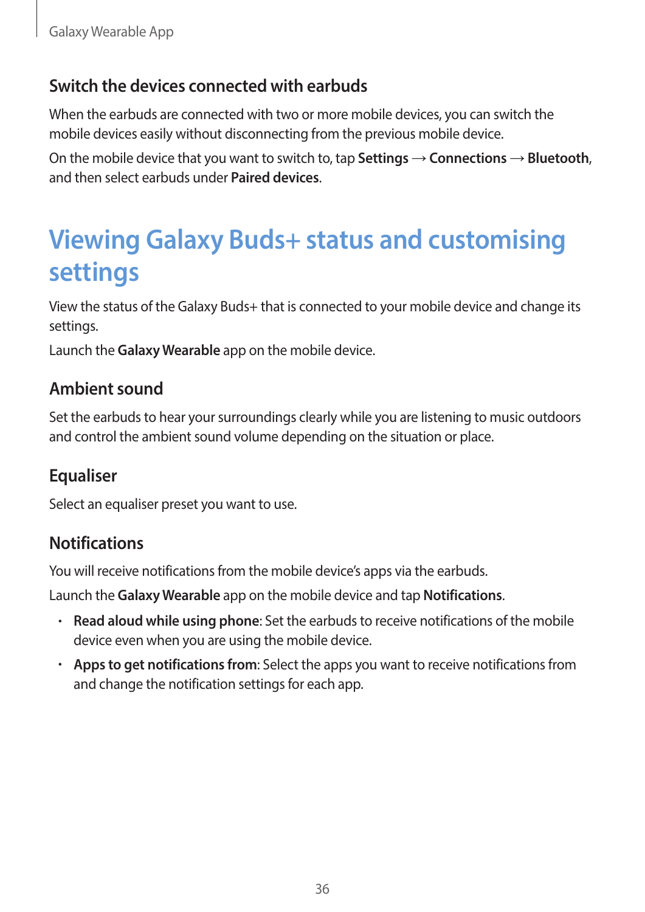### Switch the devices connected with earbuds

When the earbuds are connected with two or more mobile devices, you can switch the mobile devices easily without disconnecting from the previous mobile device.

On the mobile device that you want to switch to, tap **Settings** → **Connections** → **Bluetooth**, and then select earbuds under **Paired devices**.

## Viewing Galaxy Buds+ status and customising settings

View the status of the Galaxy Buds+ that is connected to your mobile device and change its settings.

Launch the **Galaxy Wearable** app on the mobile device.

### Ambient sound

Set the earbuds to hear your surroundings clearly while you are listening to music outdoors and control the ambient sound volume depending on the situation or place.

### Equaliser

Select an equaliser preset you want to use.

### Notifications

You will receive notifications from the mobile device's apps via the earbuds.

Launch the **Galaxy Wearable** app on the mobile device and tap **Notifications**.

- **Read aloud while using phone**: Set the earbuds to receive notifications of the mobile device even when you are using the mobile device.
- **Apps to get notifications from**: Select the apps you want to receive notifications from and change the notification settings for each app.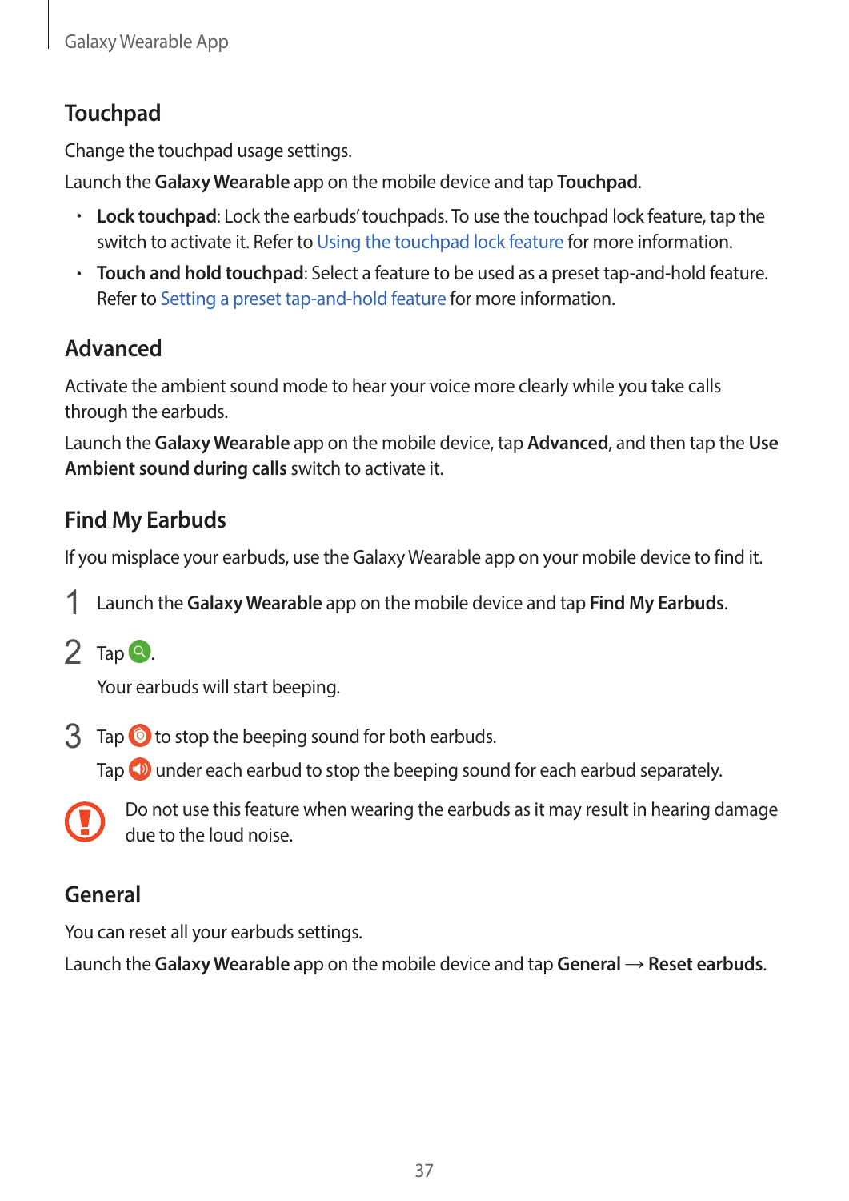## Touchpad

Change the touchpad usage settings.

Launch the **Galaxy Wearable** app on the mobile device and tap **Touchpad**.

- **Lock touchpad**: Lock the earbuds' touchpads. To use the touchpad lock feature, tap the switch to activate it. Refer to Using the touchpad lock feature for more information.
- **Touch and hold touchpad**: Select a feature to be used as a preset tap-and-hold feature. Refer to Setting a preset tap-and-hold feature for more information.

## Advanced

Activate the ambient sound mode to hear your voice more clearly while you take calls through the earbuds.

Launch the **Galaxy Wearable** app on the mobile device, tap **Advanced**, and then tap the **Use Ambient sound during calls** switch to activate it.

## Find My Earbuds

If you misplace your earbuds, use the Galaxy Wearable app on your mobile device to find it.

1. Launch the **Galaxy Wearable** app on the mobile device and tap **Find My Earbuds**.
2. Tap .

   Your earbuds will start beeping.
3. Tap to stop the beeping sound for both earbuds.

   Tap under each earbud to stop the beeping sound for each earbud separately.

Do not use this feature when wearing the earbuds as it may result in hearing damage due to the loud noise.

## General

You can reset all your earbuds settings.

Launch the **Galaxy Wearable** app on the mobile device and tap **General** → **Reset earbuds**.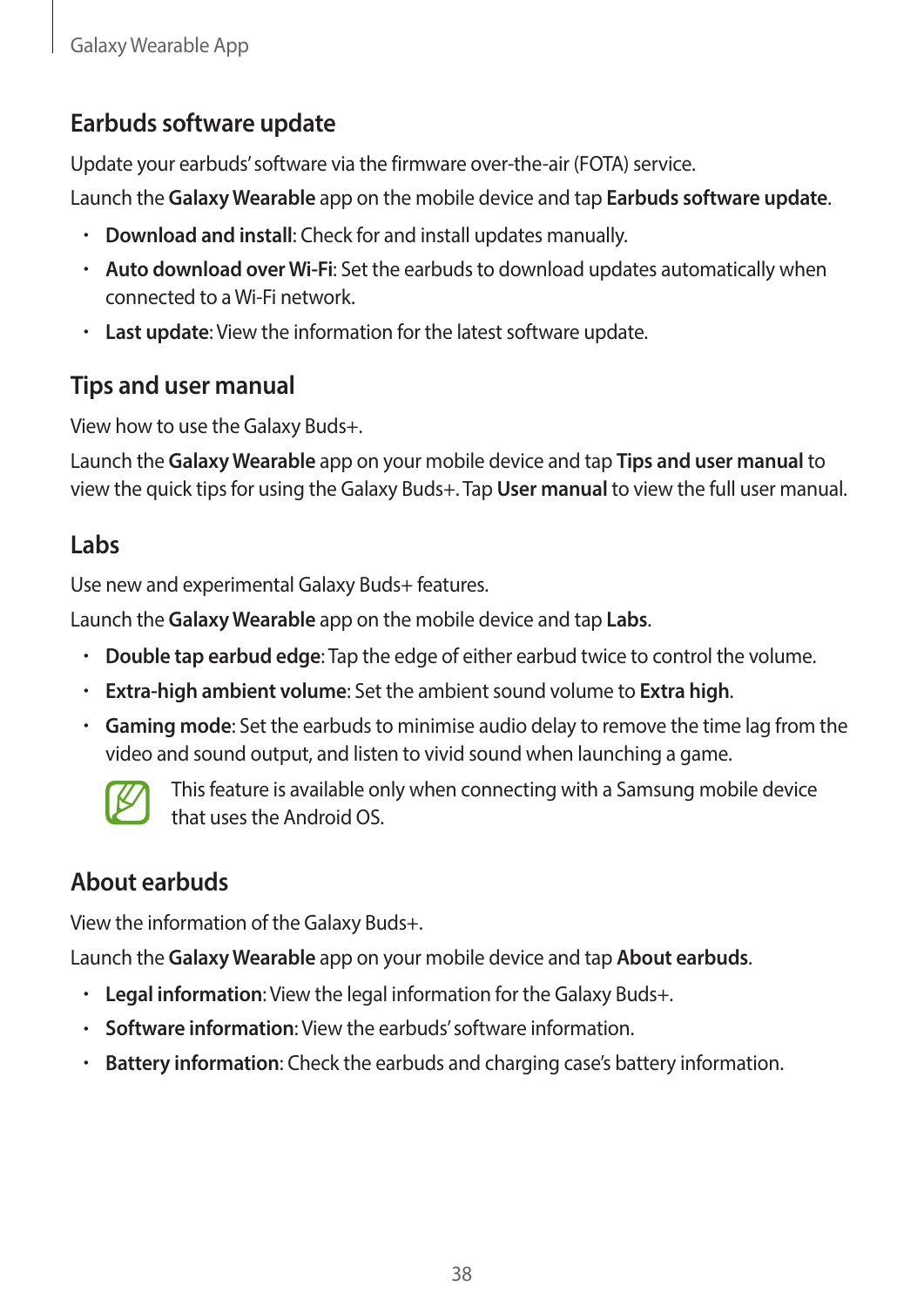## Earbuds software update

Update your earbuds' software via the firmware over-the-air (FOTA) service.

Launch the **Galaxy Wearable** app on the mobile device and tap **Earbuds software update**.

- **Download and install**: Check for and install updates manually.
- **Auto download over Wi-Fi**: Set the earbuds to download updates automatically when connected to a Wi-Fi network.
- **Last update**: View the information for the latest software update.

## Tips and user manual

View how to use the Galaxy Buds+.

Launch the **Galaxy Wearable** app on your mobile device and tap **Tips and user manual** to view the quick tips for using the Galaxy Buds+. Tap **User manual** to view the full user manual.

## Labs

Use new and experimental Galaxy Buds+ features.

Launch the **Galaxy Wearable** app on the mobile device and tap **Labs**.

- **Double tap earbud edge**: Tap the edge of either earbud twice to control the volume.
- **Extra-high ambient volume**: Set the ambient sound volume to **Extra high**.
- **Gaming mode**: Set the earbuds to minimise audio delay to remove the time lag from the video and sound output, and listen to vivid sound when launching a game.

  This feature is available only when connecting with a Samsung mobile device that uses the Android OS.

## About earbuds

View the information of the Galaxy Buds+.

Launch the **Galaxy Wearable** app on your mobile device and tap **About earbuds**.

- **Legal information**: View the legal information for the Galaxy Buds+.
- **Software information**: View the earbuds' software information.
- **Battery information**: Check the earbuds and charging case's battery information.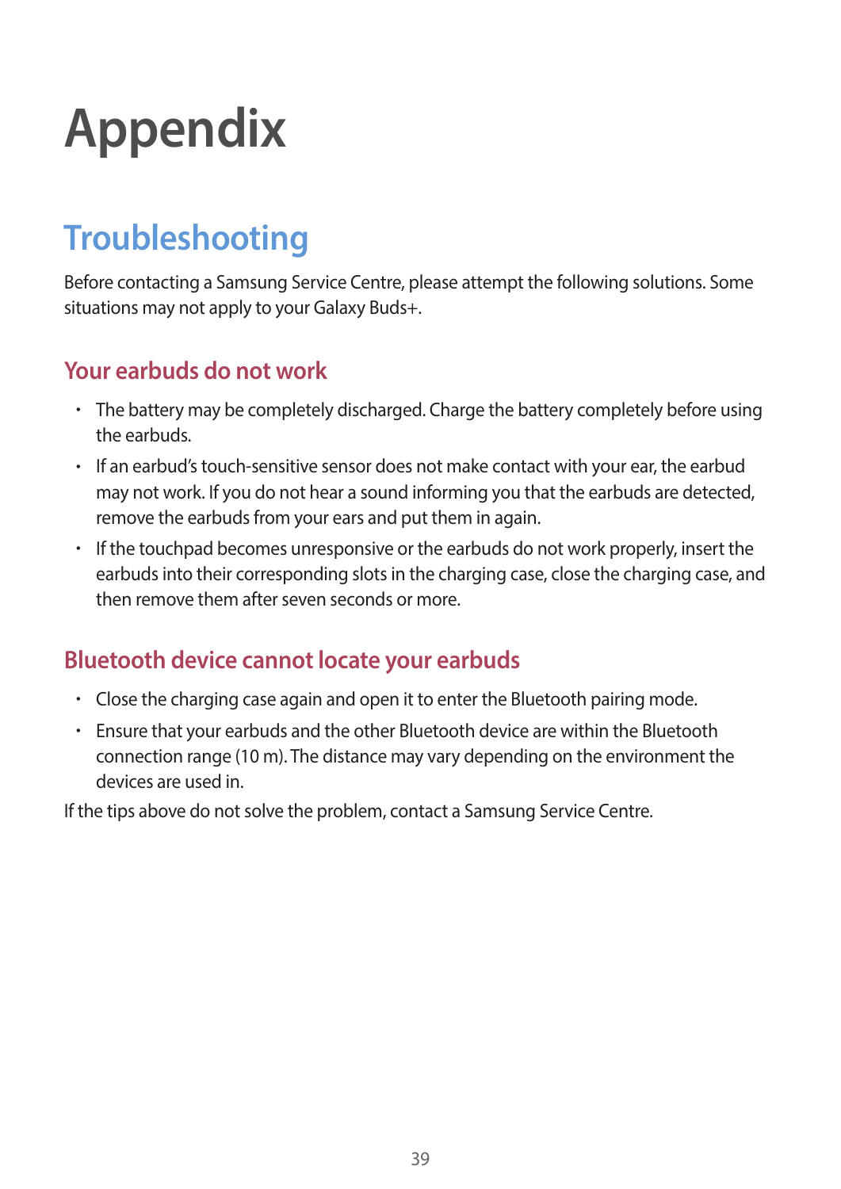# Appendix

## Troubleshooting

Before contacting a Samsung Service Centre, please attempt the following solutions. Some situations may not apply to your Galaxy Buds+.

### Your earbuds do not work

- The battery may be completely discharged. Charge the battery completely before using the earbuds.
- If an earbud's touch-sensitive sensor does not make contact with your ear, the earbud may not work. If you do not hear a sound informing you that the earbuds are detected, remove the earbuds from your ears and put them in again.
- If the touchpad becomes unresponsive or the earbuds do not work properly, insert the earbuds into their corresponding slots in the charging case, close the charging case, and then remove them after seven seconds or more.

### Bluetooth device cannot locate your earbuds

- Close the charging case again and open it to enter the Bluetooth pairing mode.
- Ensure that your earbuds and the other Bluetooth device are within the Bluetooth connection range (10 m). The distance may vary depending on the environment the devices are used in.

If the tips above do not solve the problem, contact a Samsung Service Centre.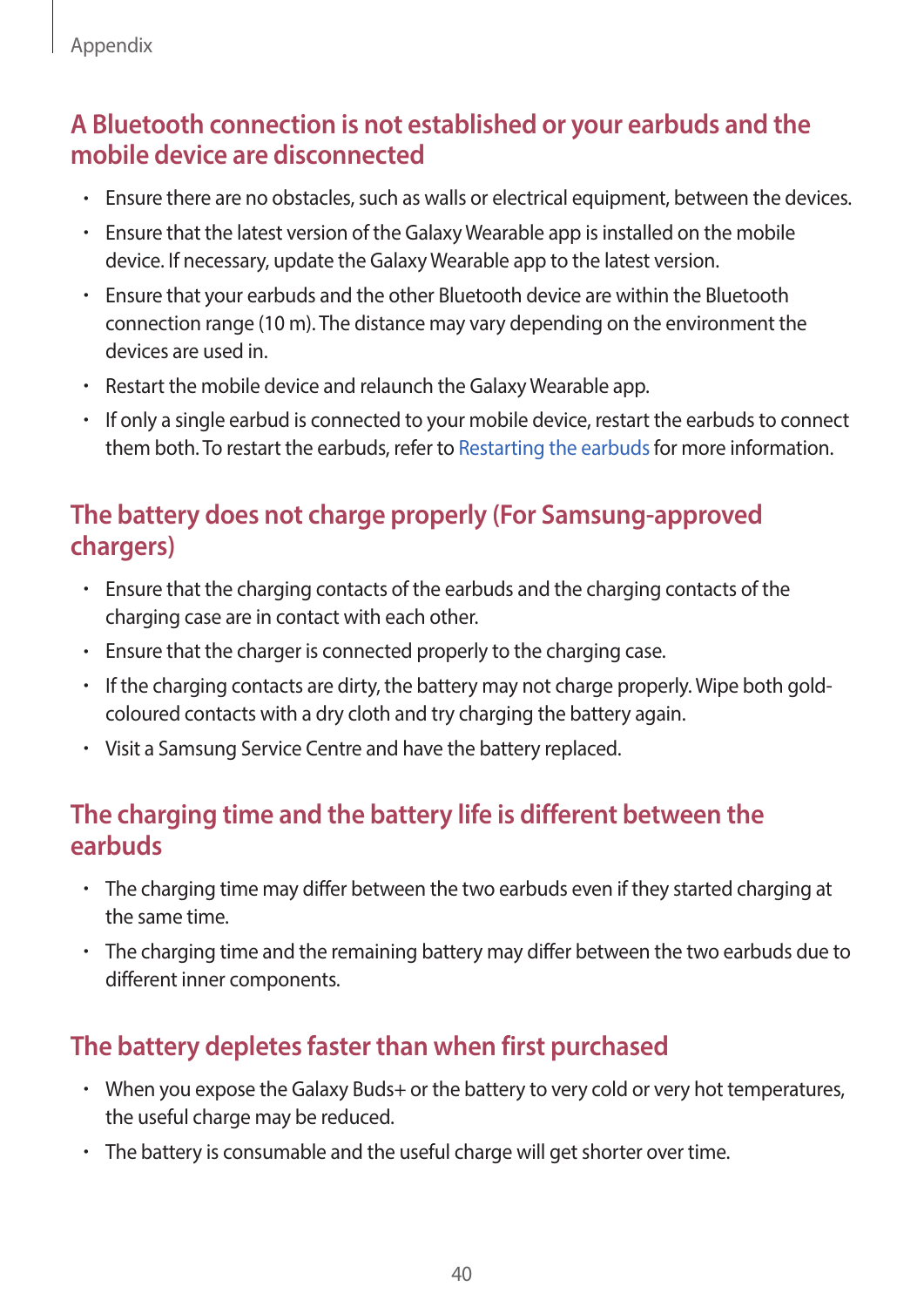## A Bluetooth connection is not established or your earbuds and the mobile device are disconnected

- Ensure there are no obstacles, such as walls or electrical equipment, between the devices.
- Ensure that the latest version of the Galaxy Wearable app is installed on the mobile device. If necessary, update the Galaxy Wearable app to the latest version.
- Ensure that your earbuds and the other Bluetooth device are within the Bluetooth connection range (10 m). The distance may vary depending on the environment the devices are used in.
- Restart the mobile device and relaunch the Galaxy Wearable app.
- If only a single earbud is connected to your mobile device, restart the earbuds to connect them both. To restart the earbuds, refer to Restarting the earbuds for more information.

## The battery does not charge properly (For Samsung-approved chargers)

- Ensure that the charging contacts of the earbuds and the charging contacts of the charging case are in contact with each other.
- Ensure that the charger is connected properly to the charging case.
- If the charging contacts are dirty, the battery may not charge properly. Wipe both gold-coloured contacts with a dry cloth and try charging the battery again.
- Visit a Samsung Service Centre and have the battery replaced.

## The charging time and the battery life is different between the earbuds

- The charging time may differ between the two earbuds even if they started charging at the same time.
- The charging time and the remaining battery may differ between the two earbuds due to different inner components.

## The battery depletes faster than when first purchased

- When you expose the Galaxy Buds+ or the battery to very cold or very hot temperatures, the useful charge may be reduced.
- The battery is consumable and the useful charge will get shorter over time.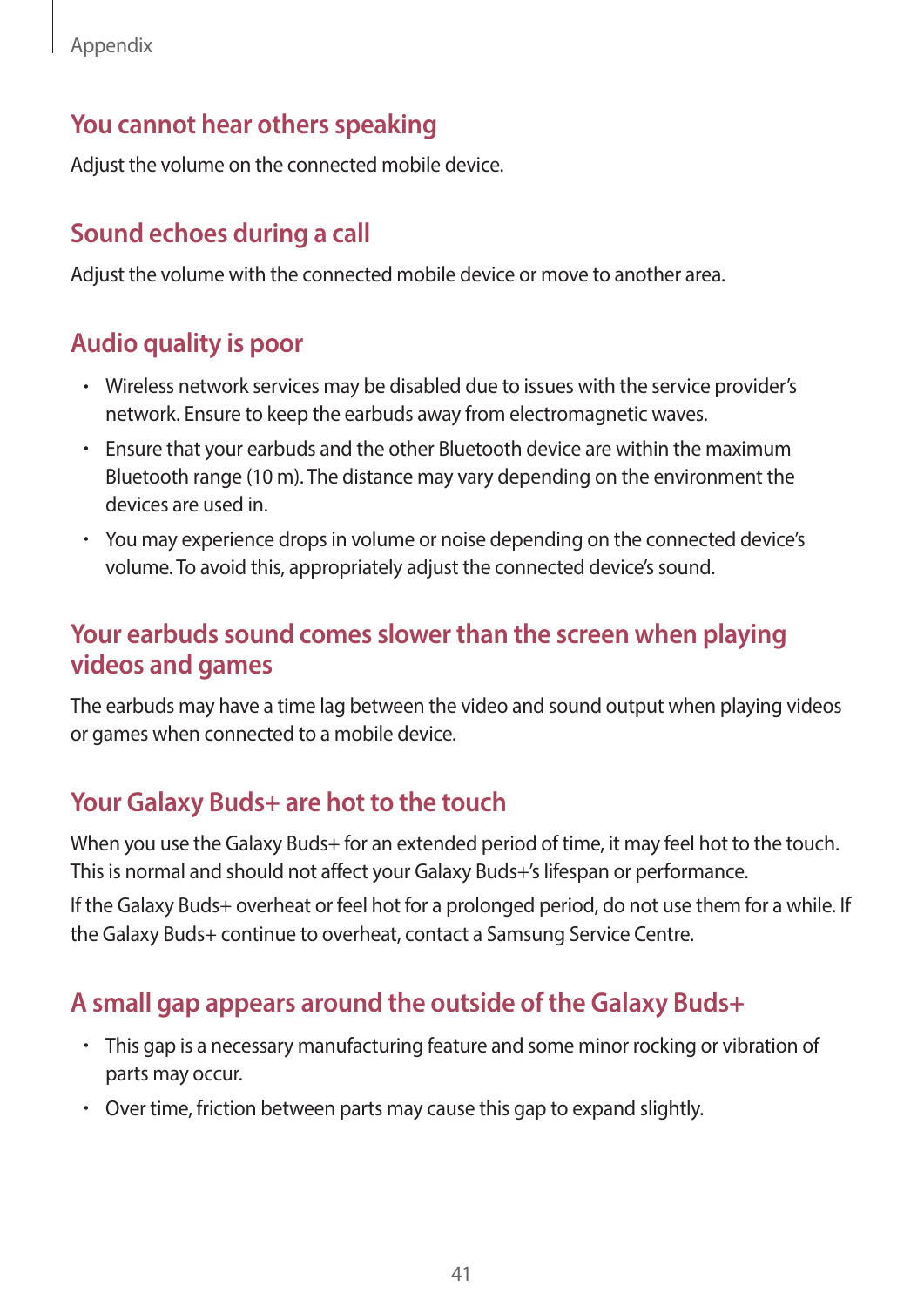## You cannot hear others speaking

Adjust the volume on the connected mobile device.

## Sound echoes during a call

Adjust the volume with the connected mobile device or move to another area.

## Audio quality is poor

- Wireless network services may be disabled due to issues with the service provider's network. Ensure to keep the earbuds away from electromagnetic waves.
- Ensure that your earbuds and the other Bluetooth device are within the maximum Bluetooth range (10 m). The distance may vary depending on the environment the devices are used in.
- You may experience drops in volume or noise depending on the connected device's volume. To avoid this, appropriately adjust the connected device's sound.

## Your earbuds sound comes slower than the screen when playing videos and games

The earbuds may have a time lag between the video and sound output when playing videos or games when connected to a mobile device.

## Your Galaxy Buds+ are hot to the touch

When you use the Galaxy Buds+ for an extended period of time, it may feel hot to the touch. This is normal and should not affect your Galaxy Buds+'s lifespan or performance.

If the Galaxy Buds+ overheat or feel hot for a prolonged period, do not use them for a while. If the Galaxy Buds+ continue to overheat, contact a Samsung Service Centre.

## A small gap appears around the outside of the Galaxy Buds+

- This gap is a necessary manufacturing feature and some minor rocking or vibration of parts may occur.
- Over time, friction between parts may cause this gap to expand slightly.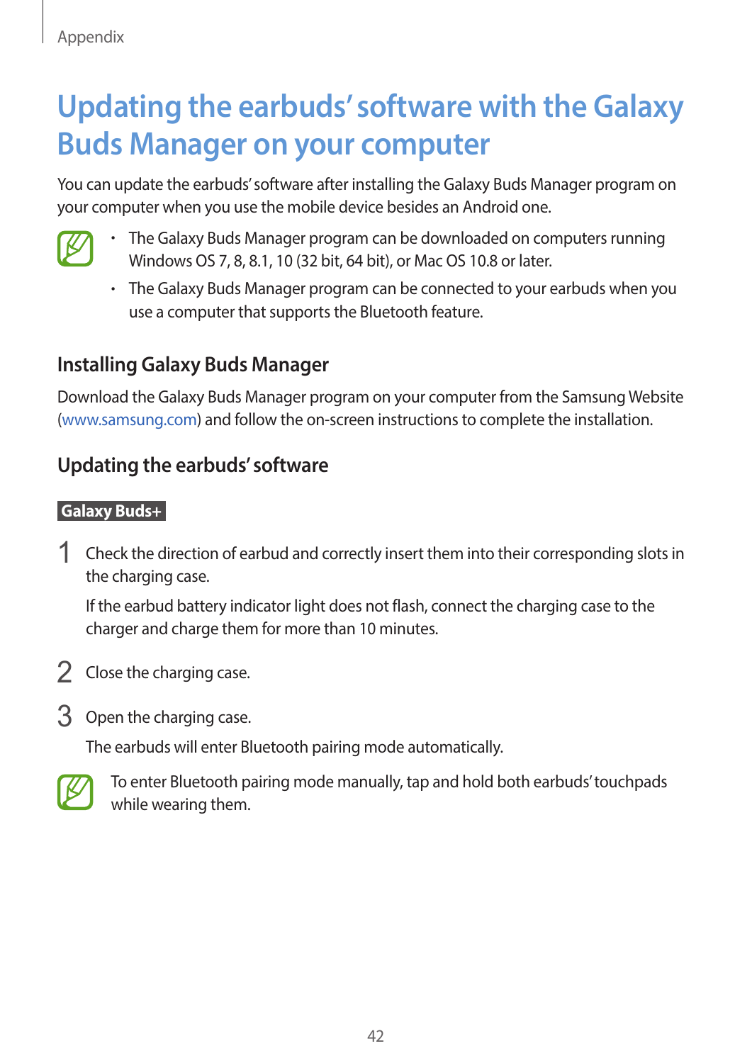# Updating the earbuds' software with the Galaxy Buds Manager on your computer

You can update the earbuds' software after installing the Galaxy Buds Manager program on your computer when you use the mobile device besides an Android one.

- The Galaxy Buds Manager program can be downloaded on computers running Windows OS 7, 8, 8.1, 10 (32 bit, 64 bit), or Mac OS 10.8 or later.
- The Galaxy Buds Manager program can be connected to your earbuds when you use a computer that supports the Bluetooth feature.

## Installing Galaxy Buds Manager

Download the Galaxy Buds Manager program on your computer from the Samsung Website (www.samsung.com) and follow the on-screen instructions to complete the installation.

## Updating the earbuds' software

**Galaxy Buds+**

1. Check the direction of earbud and correctly insert them into their corresponding slots in the charging case.

   If the earbud battery indicator light does not flash, connect the charging case to the charger and charge them for more than 10 minutes.

2. Close the charging case.

3. Open the charging case.

   The earbuds will enter Bluetooth pairing mode automatically.

To enter Bluetooth pairing mode manually, tap and hold both earbuds' touchpads while wearing them.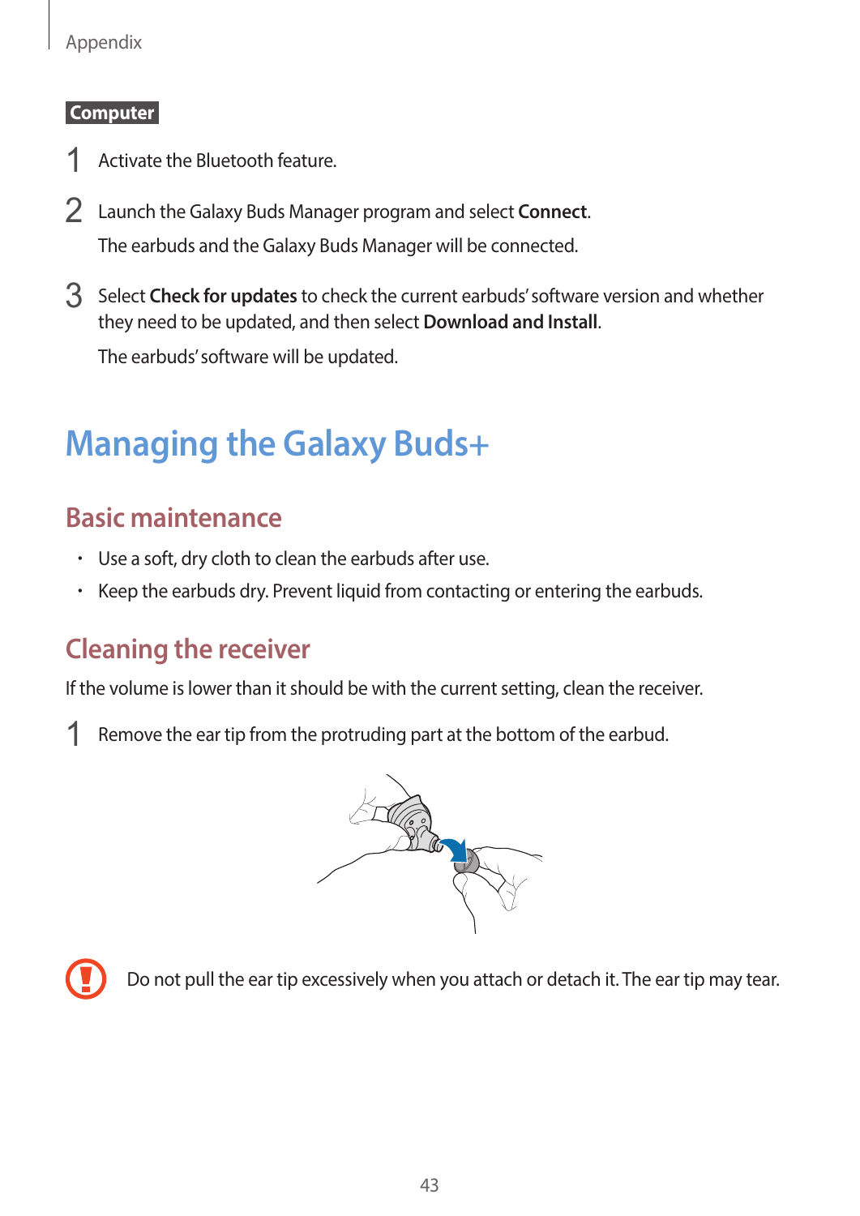**Computer**

1. Activate the Bluetooth feature.
2. Launch the Galaxy Buds Manager program and select **Connect**.

   The earbuds and the Galaxy Buds Manager will be connected.
3. Select **Check for updates** to check the current earbuds' software version and whether they need to be updated, and then select **Download and Install**.

   The earbuds' software will be updated.

# Managing the Galaxy Buds+

## Basic maintenance

- Use a soft, dry cloth to clean the earbuds after use.
- Keep the earbuds dry. Prevent liquid from contacting or entering the earbuds.

## Cleaning the receiver

If the volume is lower than it should be with the current setting, clean the receiver.

1. Remove the ear tip from the protruding part at the bottom of the earbud.

Do not pull the ear tip excessively when you attach or detach it. The ear tip may tear.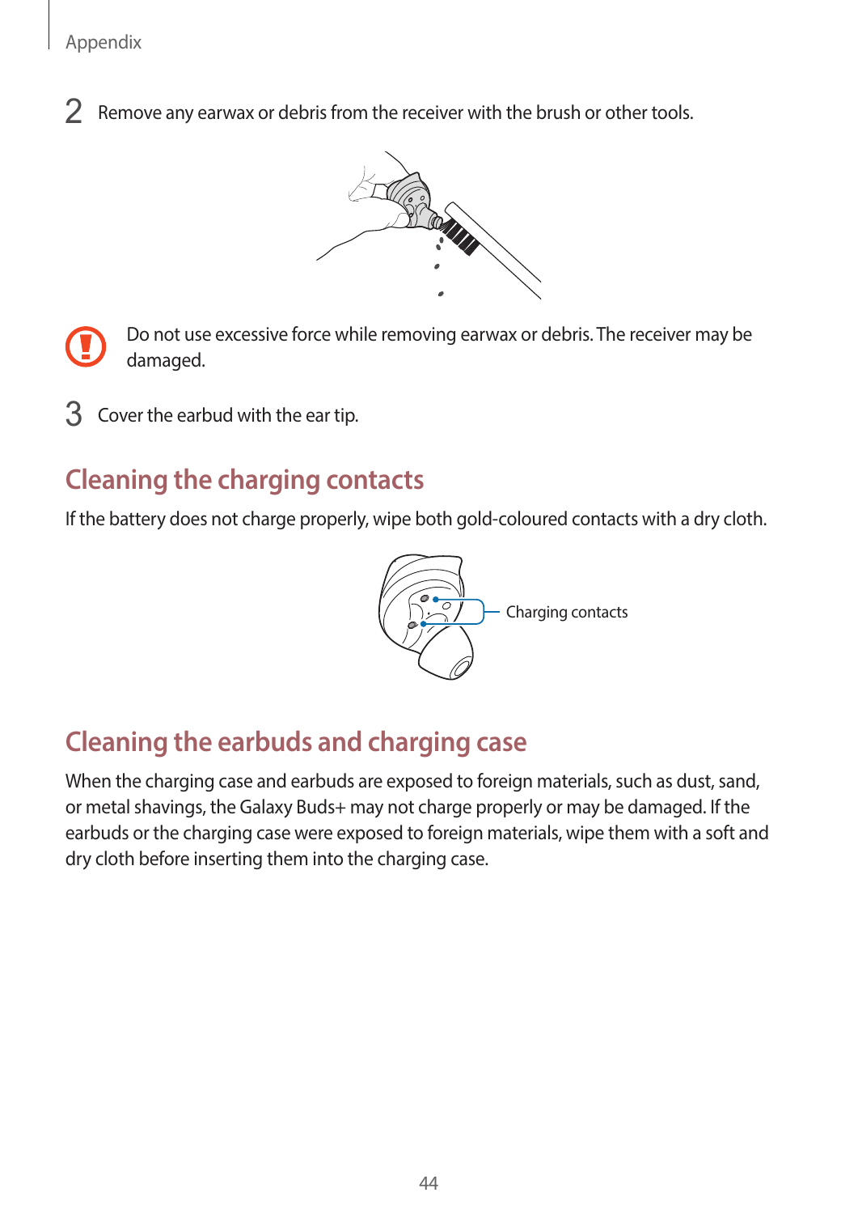2. Remove any earwax or debris from the receiver with the brush or other tools.

Do not use excessive force while removing earwax or debris. The receiver may be damaged.

3. Cover the earbud with the ear tip.

## Cleaning the charging contacts

If the battery does not charge properly, wipe both gold-coloured contacts with a dry cloth.

Charging contacts

## Cleaning the earbuds and charging case

When the charging case and earbuds are exposed to foreign materials, such as dust, sand, or metal shavings, the Galaxy Buds+ may not charge properly or may be damaged. If the earbuds or the charging case were exposed to foreign materials, wipe them with a soft and dry cloth before inserting them into the charging case.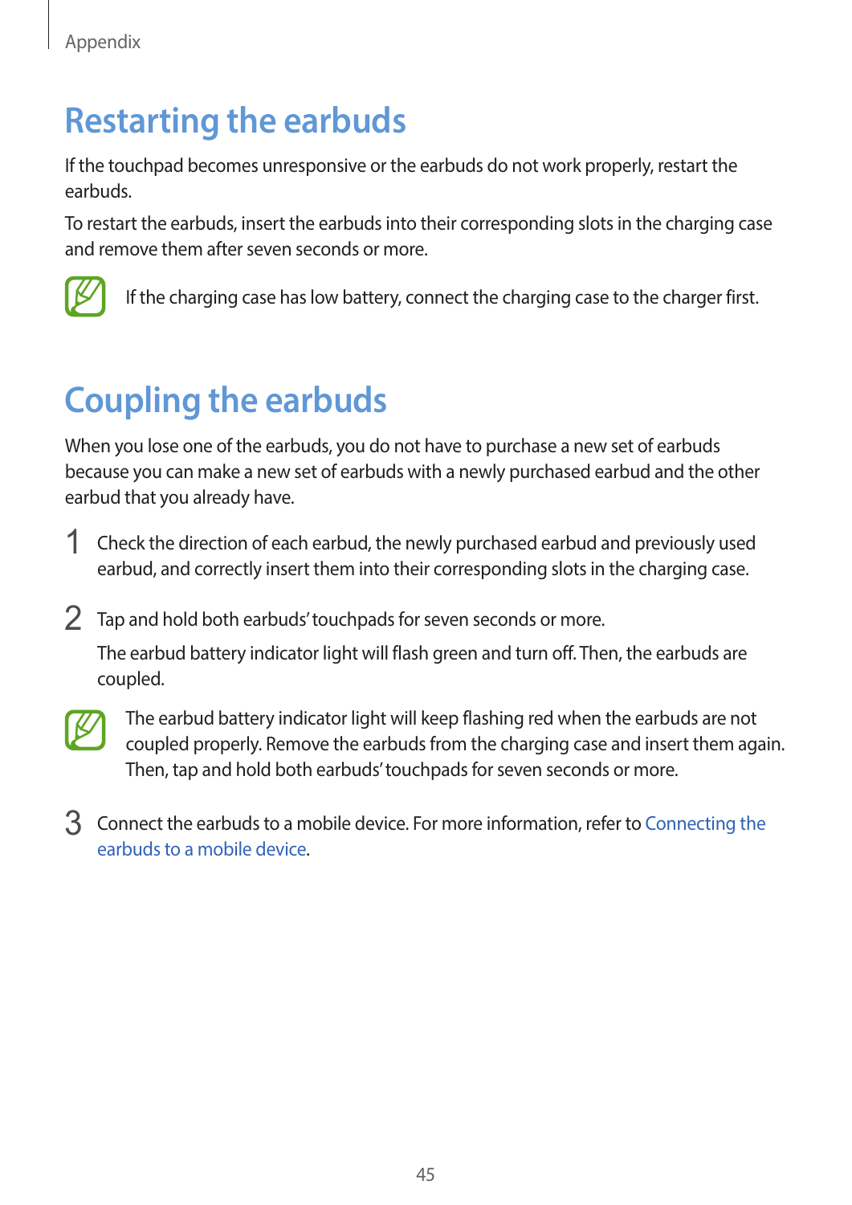# Restarting the earbuds

If the touchpad becomes unresponsive or the earbuds do not work properly, restart the earbuds.

To restart the earbuds, insert the earbuds into their corresponding slots in the charging case and remove them after seven seconds or more.

> If the charging case has low battery, connect the charging case to the charger first.

# Coupling the earbuds

When you lose one of the earbuds, you do not have to purchase a new set of earbuds because you can make a new set of earbuds with a newly purchased earbud and the other earbud that you already have.

1. Check the direction of each earbud, the newly purchased earbud and previously used earbud, and correctly insert them into their corresponding slots in the charging case.

2. Tap and hold both earbuds' touchpads for seven seconds or more.

   The earbud battery indicator light will flash green and turn off. Then, the earbuds are coupled.

> The earbud battery indicator light will keep flashing red when the earbuds are not coupled properly. Remove the earbuds from the charging case and insert them again. Then, tap and hold both earbuds' touchpads for seven seconds or more.

3. Connect the earbuds to a mobile device. For more information, refer to Connecting the earbuds to a mobile device.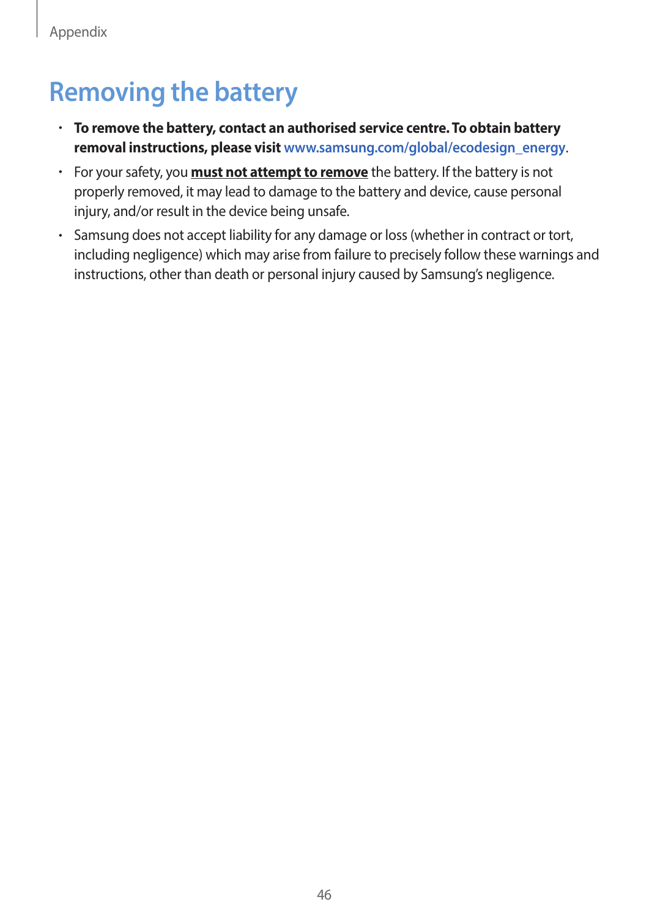# Removing the battery

- **To remove the battery, contact an authorised service centre. To obtain battery removal instructions, please visit www.samsung.com/global/ecodesign_energy**.
- For your safety, you **must not attempt to remove** the battery. If the battery is not properly removed, it may lead to damage to the battery and device, cause personal injury, and/or result in the device being unsafe.
- Samsung does not accept liability for any damage or loss (whether in contract or tort, including negligence) which may arise from failure to precisely follow these warnings and instructions, other than death or personal injury caused by Samsung's negligence.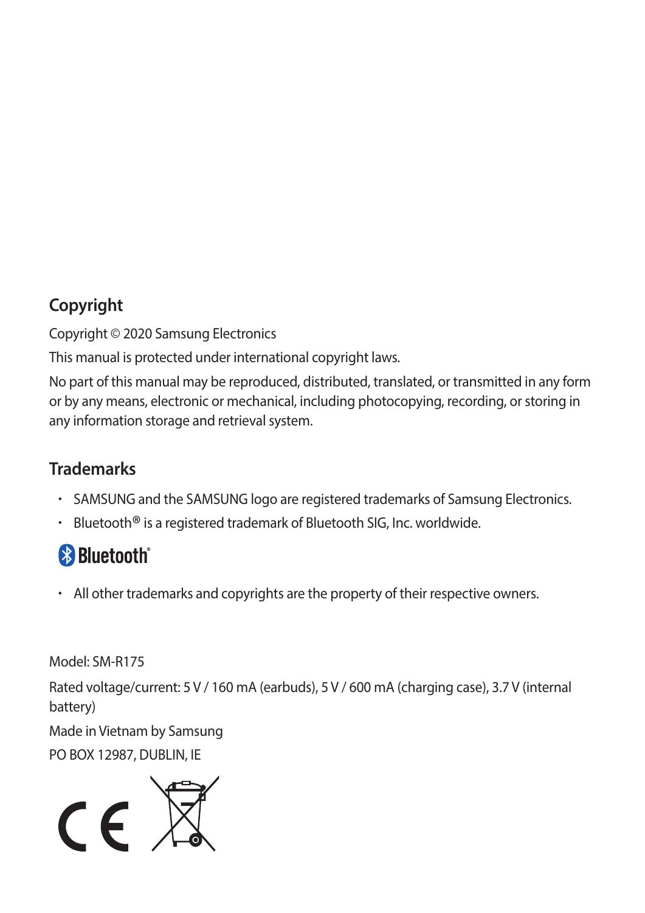## Copyright

Copyright © 2020 Samsung Electronics

This manual is protected under international copyright laws.

No part of this manual may be reproduced, distributed, translated, or transmitted in any form or by any means, electronic or mechanical, including photocopying, recording, or storing in any information storage and retrieval system.

## Trademarks

- SAMSUNG and the SAMSUNG logo are registered trademarks of Samsung Electronics.
- Bluetooth® is a registered trademark of Bluetooth SIG, Inc. worldwide.

- All other trademarks and copyrights are the property of their respective owners.

Model: SM-R175

Rated voltage/current: 5 V / 160 mA (earbuds), 5 V / 600 mA (charging case), 3.7 V (internal battery)

Made in Vietnam by Samsung

PO BOX 12987, DUBLIN, IE